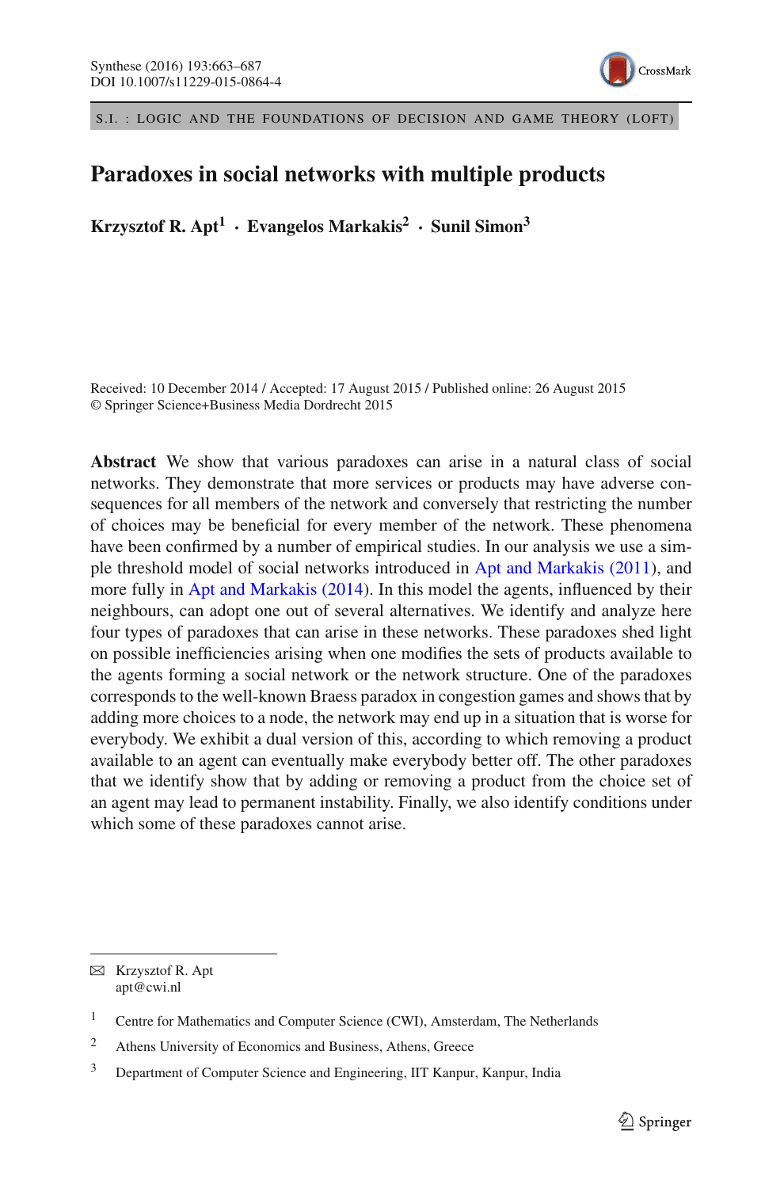S.I. : LOGIC AND THE FOUNDATIONS OF DECISION AND GAME THEORY (LOFT)

# Paradoxes in social networks with multiple products

**Krzysztof R. Apt[1] · Evangelos Markakis[2] · Sunil Simon[3]**

Received: 10 December 2014 / Accepted: 17 August 2015 / Published online: 26 August 2015
© Springer Science+Business Media Dordrecht 2015

**Abstract** We show that various paradoxes can arise in a natural class of social networks. They demonstrate that more services or products may have adverse consequences for all members of the network and conversely that restricting the number of choices may be beneficial for every member of the network. These phenomena have been confirmed by a number of empirical studies. In our analysis we use a simple threshold model of social networks introduced in Apt and Markakis (2011), and more fully in Apt and Markakis (2014). In this model the agents, influenced by their neighbours, can adopt one out of several alternatives. We identify and analyze here four types of paradoxes that can arise in these networks. These paradoxes shed light on possible inefficiencies arising when one modifies the sets of products available to the agents forming a social network or the network structure. One of the paradoxes corresponds to the well-known Braess paradox in congestion games and shows that by adding more choices to a node, the network may end up in a situation that is worse for everybody. We exhibit a dual version of this, according to which removing a product available to an agent can eventually make everybody better off. The other paradoxes that we identify show that by adding or removing a product from the choice set of an agent may lead to permanent instability. Finally, we also identify conditions under which some of these paradoxes cannot arise.

✉ Krzysztof R. Apt
apt@cwi.nl

[1] Centre for Mathematics and Computer Science (CWI), Amsterdam, The Netherlands

[2] Athens University of Economics and Business, Athens, Greece

[3] Department of Computer Science and Engineering, IIT Kanpur, Kanpur, India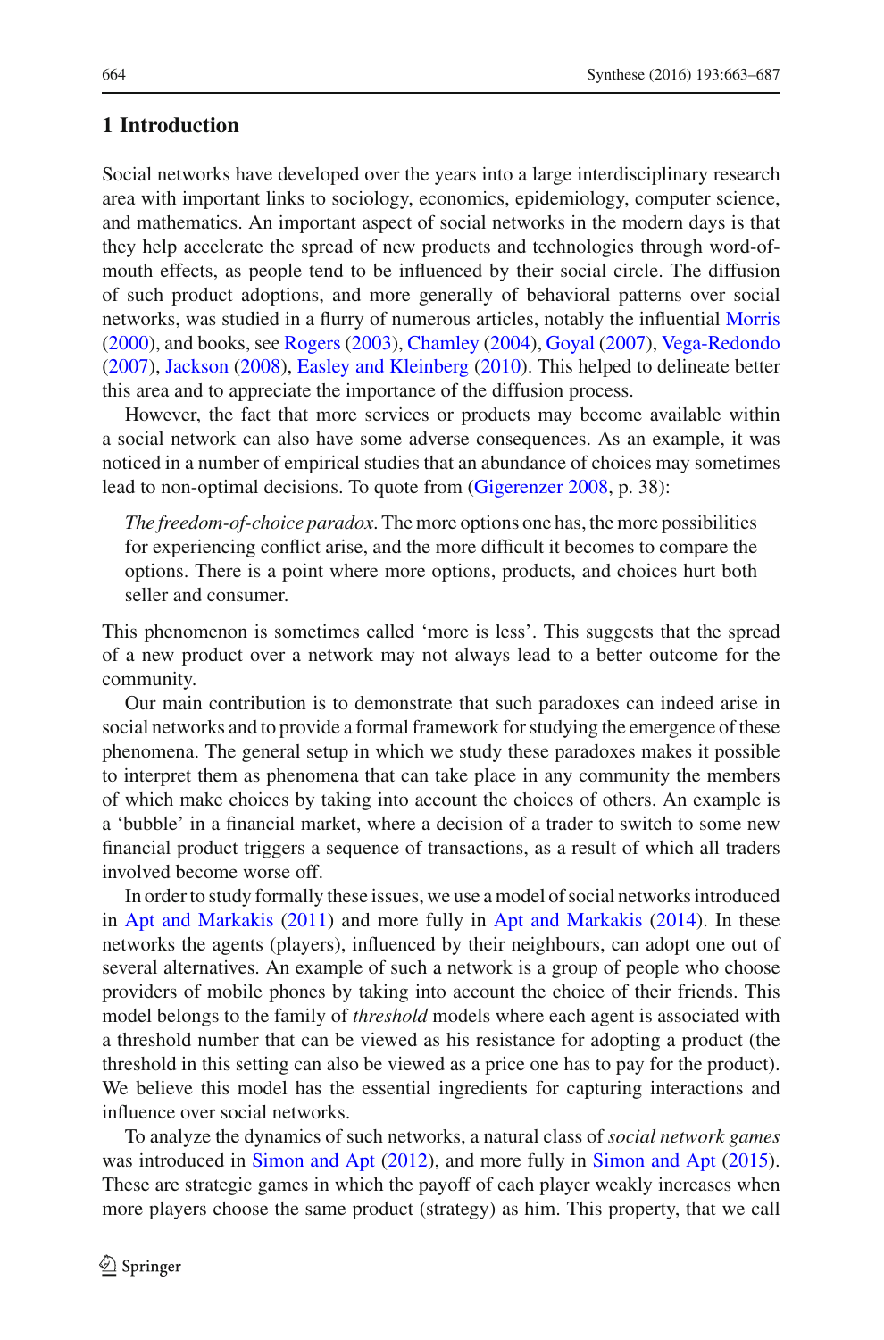## 1 Introduction

Social networks have developed over the years into a large interdisciplinary research area with important links to sociology, economics, epidemiology, computer science, and mathematics. An important aspect of social networks in the modern days is that they help accelerate the spread of new products and technologies through word-of-mouth effects, as people tend to be influenced by their social circle. The diffusion of such product adoptions, and more generally of behavioral patterns over social networks, was studied in a flurry of numerous articles, notably the influential Morris (2000), and books, see Rogers (2003), Chamley (2004), Goyal (2007), Vega-Redondo (2007), Jackson (2008), Easley and Kleinberg (2010). This helped to delineate better this area and to appreciate the importance of the diffusion process.

However, the fact that more services or products may become available within a social network can also have some adverse consequences. As an example, it was noticed in a number of empirical studies that an abundance of choices may sometimes lead to non-optimal decisions. To quote from (Gigerenzer 2008, p. 38):

> *The freedom-of-choice paradox*. The more options one has, the more possibilities for experiencing conflict arise, and the more difficult it becomes to compare the options. There is a point where more options, products, and choices hurt both seller and consumer.

This phenomenon is sometimes called 'more is less'. This suggests that the spread of a new product over a network may not always lead to a better outcome for the community.

Our main contribution is to demonstrate that such paradoxes can indeed arise in social networks and to provide a formal framework for studying the emergence of these phenomena. The general setup in which we study these paradoxes makes it possible to interpret them as phenomena that can take place in any community the members of which make choices by taking into account the choices of others. An example is a 'bubble' in a financial market, where a decision of a trader to switch to some new financial product triggers a sequence of transactions, as a result of which all traders involved become worse off.

In order to study formally these issues, we use a model of social networks introduced in Apt and Markakis (2011) and more fully in Apt and Markakis (2014). In these networks the agents (players), influenced by their neighbours, can adopt one out of several alternatives. An example of such a network is a group of people who choose providers of mobile phones by taking into account the choice of their friends. This model belongs to the family of *threshold* models where each agent is associated with a threshold number that can be viewed as his resistance for adopting a product (the threshold in this setting can also be viewed as a price one has to pay for the product). We believe this model has the essential ingredients for capturing interactions and influence over social networks.

To analyze the dynamics of such networks, a natural class of *social network games* was introduced in Simon and Apt (2012), and more fully in Simon and Apt (2015). These are strategic games in which the payoff of each player weakly increases when more players choose the same product (strategy) as him. This property, that we call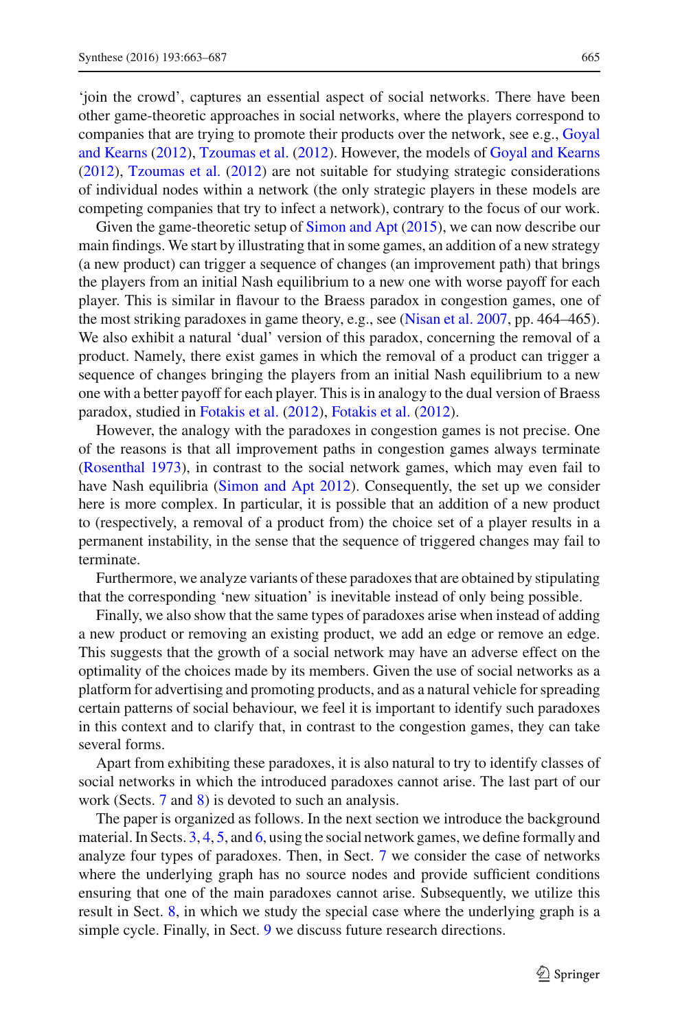'join the crowd', captures an essential aspect of social networks. There have been other game-theoretic approaches in social networks, where the players correspond to companies that are trying to promote their products over the network, see e.g., Goyal and Kearns (2012), Tzoumas et al. (2012). However, the models of Goyal and Kearns (2012), Tzoumas et al. (2012) are not suitable for studying strategic considerations of individual nodes within a network (the only strategic players in these models are competing companies that try to infect a network), contrary to the focus of our work.

Given the game-theoretic setup of Simon and Apt (2015), we can now describe our main findings. We start by illustrating that in some games, an addition of a new strategy (a new product) can trigger a sequence of changes (an improvement path) that brings the players from an initial Nash equilibrium to a new one with worse payoff for each player. This is similar in flavour to the Braess paradox in congestion games, one of the most striking paradoxes in game theory, e.g., see (Nisan et al. 2007, pp. 464–465). We also exhibit a natural 'dual' version of this paradox, concerning the removal of a product. Namely, there exist games in which the removal of a product can trigger a sequence of changes bringing the players from an initial Nash equilibrium to a new one with a better payoff for each player. This is in analogy to the dual version of Braess paradox, studied in Fotakis et al. (2012), Fotakis et al. (2012).

However, the analogy with the paradoxes in congestion games is not precise. One of the reasons is that all improvement paths in congestion games always terminate (Rosenthal 1973), in contrast to the social network games, which may even fail to have Nash equilibria (Simon and Apt 2012). Consequently, the set up we consider here is more complex. In particular, it is possible that an addition of a new product to (respectively, a removal of a product from) the choice set of a player results in a permanent instability, in the sense that the sequence of triggered changes may fail to terminate.

Furthermore, we analyze variants of these paradoxes that are obtained by stipulating that the corresponding 'new situation' is inevitable instead of only being possible.

Finally, we also show that the same types of paradoxes arise when instead of adding a new product or removing an existing product, we add an edge or remove an edge. This suggests that the growth of a social network may have an adverse effect on the optimality of the choices made by its members. Given the use of social networks as a platform for advertising and promoting products, and as a natural vehicle for spreading certain patterns of social behaviour, we feel it is important to identify such paradoxes in this context and to clarify that, in contrast to the congestion games, they can take several forms.

Apart from exhibiting these paradoxes, it is also natural to try to identify classes of social networks in which the introduced paradoxes cannot arise. The last part of our work (Sects. 7 and 8) is devoted to such an analysis.

The paper is organized as follows. In the next section we introduce the background material. In Sects. 3, 4, 5, and 6, using the social network games, we define formally and analyze four types of paradoxes. Then, in Sect. 7 we consider the case of networks where the underlying graph has no source nodes and provide sufficient conditions ensuring that one of the main paradoxes cannot arise. Subsequently, we utilize this result in Sect. 8, in which we study the special case where the underlying graph is a simple cycle. Finally, in Sect. 9 we discuss future research directions.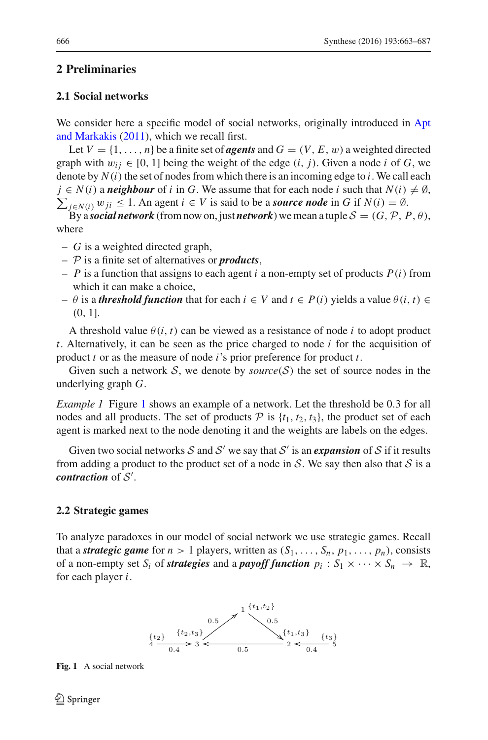## 2 Preliminaries

### 2.1 Social networks

We consider here a specific model of social networks, originally introduced in Apt and Markakis (2011), which we recall first.

Let $V = \{1, \ldots, n\}$ be a finite set of ***agents*** and $G = (V, E, w)$ a weighted directed graph with $w_{ij} \in [0, 1]$ being the weight of the edge $(i, j)$. Given a node $i$ of $G$, we denote by $N(i)$ the set of nodes from which there is an incoming edge to $i$. We call each $j \in N(i)$ a ***neighbour*** of $i$ in $G$. We assume that for each node $i$ such that $N(i) \neq \emptyset$, $\sum_{j \in N(i)} w_{ji} \leq 1$. An agent $i \in V$ is said to be a ***source node*** in $G$ if $N(i) = \emptyset$.

By a ***social network*** (from now on, just ***network***) we mean a tuple $\mathcal{S} = (G, \mathcal{P}, P, \theta)$, where

- $G$ is a weighted directed graph,
- $\mathcal{P}$ is a finite set of alternatives or ***products***,
- $P$ is a function that assigns to each agent $i$ a non-empty set of products $P(i)$ from which it can make a choice,
- $\theta$ is a ***threshold function*** that for each $i \in V$ and $t \in P(i)$ yields a value $\theta(i, t) \in (0, 1]$.

A threshold value $\theta(i, t)$ can be viewed as a resistance of node $i$ to adopt product $t$. Alternatively, it can be seen as the price charged to node $i$ for the acquisition of product $t$ or as the measure of node $i$'s prior preference for product $t$.

Given such a network $\mathcal{S}$, we denote by $source(\mathcal{S})$ the set of source nodes in the underlying graph $G$.

*Example 1* Figure 1 shows an example of a network. Let the threshold be 0.3 for all nodes and all products. The set of products $\mathcal{P}$ is $\{t_1, t_2, t_3\}$, the product set of each agent is marked next to the node denoting it and the weights are labels on the edges.

Given two social networks $\mathcal{S}$ and $\mathcal{S}'$ we say that $\mathcal{S}'$ is an ***expansion*** of $\mathcal{S}$ if it results from adding a product to the product set of a node in $\mathcal{S}$. We say then also that $\mathcal{S}$ is a ***contraction*** of $\mathcal{S}'$.

### 2.2 Strategic games

To analyze paradoxes in our model of social network we use strategic games. Recall that a ***strategic game*** for $n > 1$ players, written as $(S_1, \ldots, S_n, p_1, \ldots, p_n)$, consists of a non-empty set $S_i$ of ***strategies*** and a ***payoff function*** $p_i : S_1 \times \cdots \times S_n \rightarrow \mathbb{R}$, for each player $i$.

**Fig. 1** A social network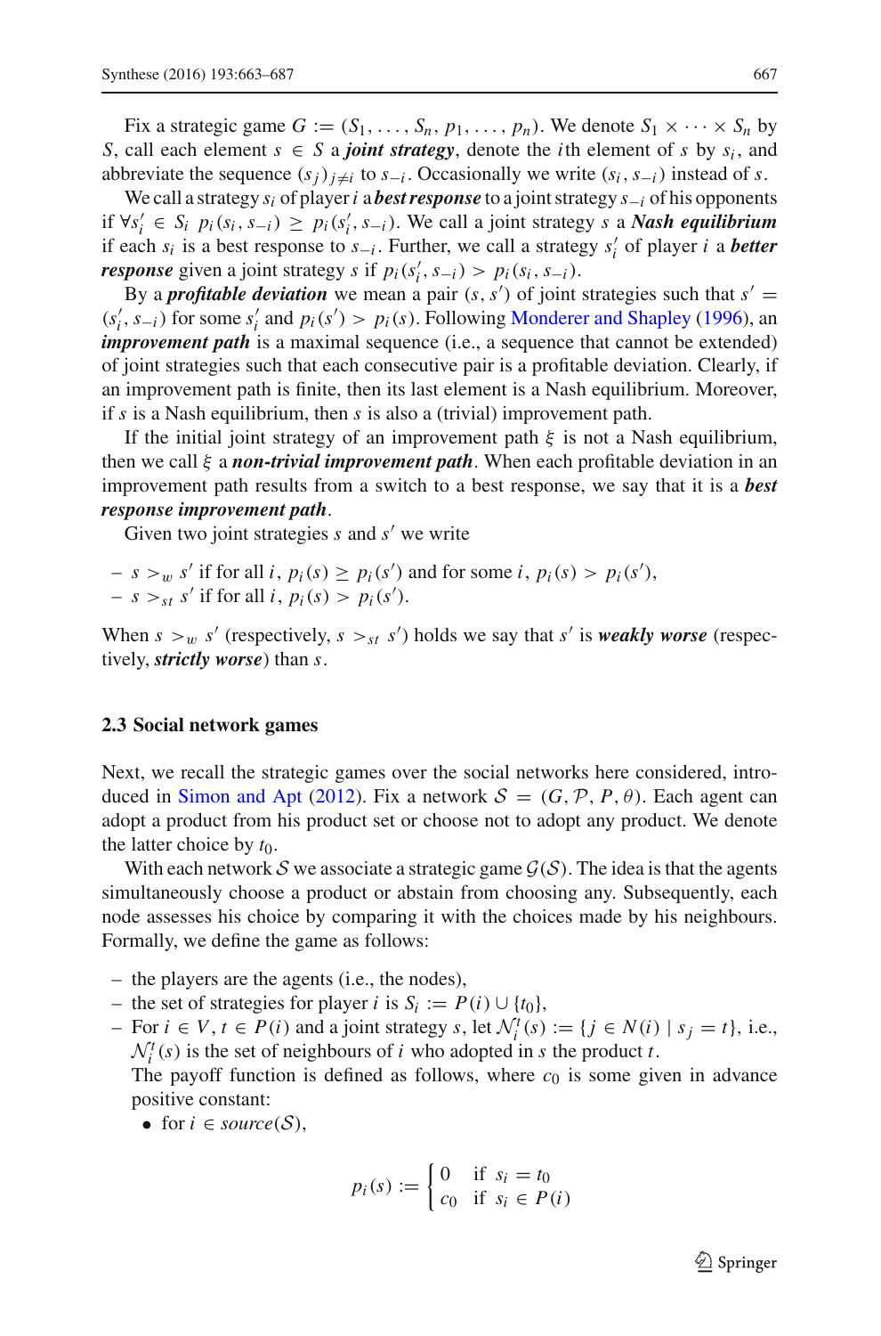Fix a strategic game $G := (S_1, \ldots, S_n, p_1, \ldots, p_n)$. We denote $S_1 \times \cdots \times S_n$ by $S$, call each element $s \in S$ a ***joint strategy***, denote the $i$th element of $s$ by $s_i$, and abbreviate the sequence $(s_j)_{j \neq i}$ to $s_{-i}$. Occasionally we write $(s_i, s_{-i})$ instead of $s$.

We call a strategy $s_i$ of player $i$ a ***best response*** to a joint strategy $s_{-i}$ of his opponents if $\forall s_i' \in S_i \; p_i(s_i, s_{-i}) \geq p_i(s_i', s_{-i})$. We call a joint strategy $s$ a ***Nash equilibrium*** if each $s_i$ is a best response to $s_{-i}$. Further, we call a strategy $s_i'$ of player $i$ a ***better response*** given a joint strategy $s$ if $p_i(s_i', s_{-i}) > p_i(s_i, s_{-i})$.

By a ***profitable deviation*** we mean a pair $(s, s')$ of joint strategies such that $s' = (s_i', s_{-i})$ for some $s_i'$ and $p_i(s') > p_i(s)$. Following Monderer and Shapley (1996), an ***improvement path*** is a maximal sequence (i.e., a sequence that cannot be extended) of joint strategies such that each consecutive pair is a profitable deviation. Clearly, if an improvement path is finite, then its last element is a Nash equilibrium. Moreover, if $s$ is a Nash equilibrium, then $s$ is also a (trivial) improvement path.

If the initial joint strategy of an improvement path $\xi$ is not a Nash equilibrium, then we call $\xi$ a ***non-trivial improvement path***. When each profitable deviation in an improvement path results from a switch to a best response, we say that it is a ***best response improvement path***.

Given two joint strategies $s$ and $s'$ we write

- $s >_w s'$ if for all $i$, $p_i(s) \geq p_i(s')$ and for some $i$, $p_i(s) > p_i(s')$,
- $s >_{st} s'$ if for all $i$, $p_i(s) > p_i(s')$.

When $s >_w s'$ (respectively, $s >_{st} s'$) holds we say that $s'$ is ***weakly worse*** (respectively, ***strictly worse***) than $s$.

### 2.3 Social network games

Next, we recall the strategic games over the social networks here considered, introduced in Simon and Apt (2012). Fix a network $\mathcal{S} = (G, \mathcal{P}, P, \theta)$. Each agent can adopt a product from his product set or choose not to adopt any product. We denote the latter choice by $t_0$.

With each network $\mathcal{S}$ we associate a strategic game $\mathcal{G}(\mathcal{S})$. The idea is that the agents simultaneously choose a product or abstain from choosing any. Subsequently, each node assesses his choice by comparing it with the choices made by his neighbours. Formally, we define the game as follows:

- the players are the agents (i.e., the nodes),
- the set of strategies for player $i$ is $S_i := P(i) \cup \{t_0\}$,
- For $i \in V$, $t \in P(i)$ and a joint strategy $s$, let $\mathcal{N}_i^t(s) := \{j \in N(i) \mid s_j = t\}$, i.e., $\mathcal{N}_i^t(s)$ is the set of neighbours of $i$ who adopted in $s$ the product $t$.
  The payoff function is defined as follows, where $c_0$ is some given in advance positive constant:
  - for $i \in source(\mathcal{S})$,

$$p_i(s) := \begin{cases} 0 & \text{if } s_i = t_0 \\ c_0 & \text{if } s_i \in P(i) \end{cases}$$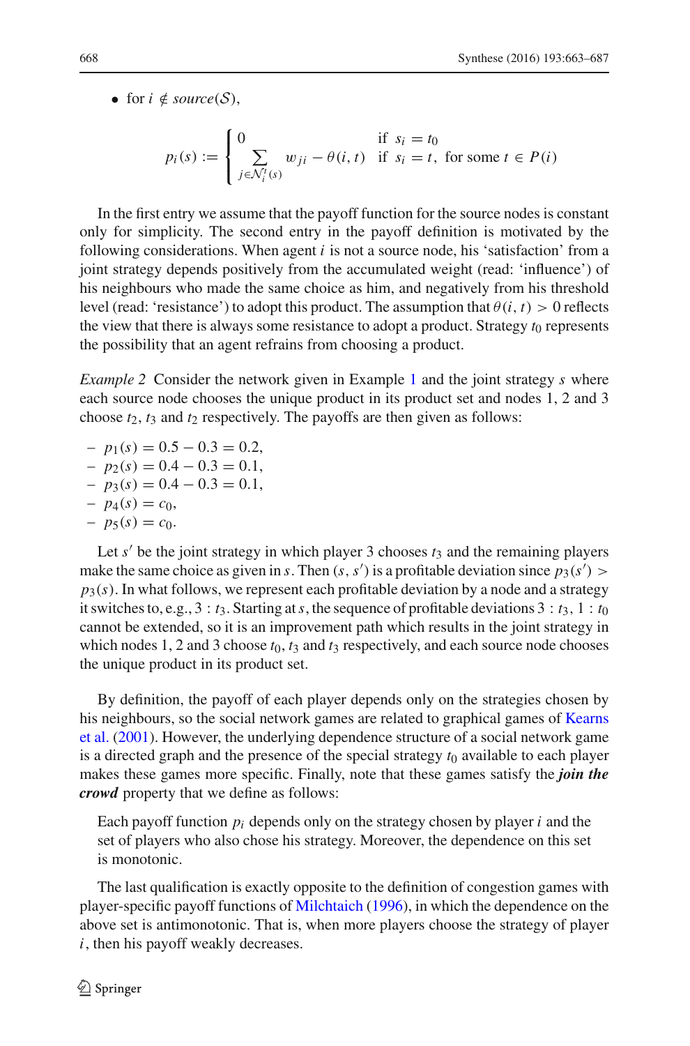- for $i \notin source(\mathcal{S})$,

$$p_i(s) := \begin{cases} 0 & \text{if } s_i = t_0 \\ \sum_{j \in \mathcal{N}_i^t(s)} w_{ji} - \theta(i,t) & \text{if } s_i = t, \text{ for some } t \in P(i) \end{cases}$$

In the first entry we assume that the payoff function for the source nodes is constant only for simplicity. The second entry in the payoff definition is motivated by the following considerations. When agent $i$ is not a source node, his 'satisfaction' from a joint strategy depends positively from the accumulated weight (read: 'influence') of his neighbours who made the same choice as him, and negatively from his threshold level (read: 'resistance') to adopt this product. The assumption that $\theta(i,t) > 0$ reflects the view that there is always some resistance to adopt a product. Strategy $t_0$ represents the possibility that an agent refrains from choosing a product.

*Example 2* Consider the network given in Example 1 and the joint strategy $s$ where each source node chooses the unique product in its product set and nodes 1, 2 and 3 choose $t_2$, $t_3$ and $t_2$ respectively. The payoffs are then given as follows:

- $p_1(s) = 0.5 - 0.3 = 0.2$,
- $p_2(s) = 0.4 - 0.3 = 0.1$,
- $p_3(s) = 0.4 - 0.3 = 0.1$,
- $p_4(s) = c_0$,
- $p_5(s) = c_0$.

Let $s'$ be the joint strategy in which player 3 chooses $t_3$ and the remaining players make the same choice as given in $s$. Then $(s, s')$ is a profitable deviation since $p_3(s') > p_3(s)$. In what follows, we represent each profitable deviation by a node and a strategy it switches to, e.g., $3 : t_3$. Starting at $s$, the sequence of profitable deviations $3 : t_3$, $1 : t_0$ cannot be extended, so it is an improvement path which results in the joint strategy in which nodes 1, 2 and 3 choose $t_0$, $t_3$ and $t_3$ respectively, and each source node chooses the unique product in its product set.

By definition, the payoff of each player depends only on the strategies chosen by his neighbours, so the social network games are related to graphical games of Kearns et al. (2001). However, the underlying dependence structure of a social network game is a directed graph and the presence of the special strategy $t_0$ available to each player makes these games more specific. Finally, note that these games satisfy the ***join the crowd*** property that we define as follows:

> Each payoff function $p_i$ depends only on the strategy chosen by player $i$ and the set of players who also chose his strategy. Moreover, the dependence on this set is monotonic.

The last qualification is exactly opposite to the definition of congestion games with player-specific payoff functions of Milchtaich (1996), in which the dependence on the above set is antimonotonic. That is, when more players choose the strategy of player $i$, then his payoff weakly decreases.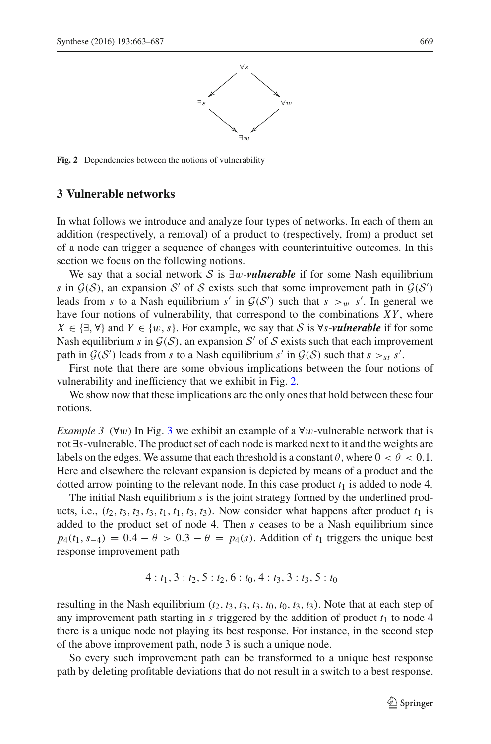$\forall s$

$\exists s$ $\forall w$

$\exists w$

**Fig. 2** Dependencies between the notions of vulnerability

## 3 Vulnerable networks

In what follows we introduce and analyze four types of networks. In each of them an addition (respectively, a removal) of a product to (respectively, from) a product set of a node can trigger a sequence of changes with counterintuitive outcomes. In this section we focus on the following notions.

We say that a social network $\mathcal{S}$ is $\exists w$-***vulnerable*** if for some Nash equilibrium $s$ in $\mathcal{G}(\mathcal{S})$, an expansion $\mathcal{S}'$ of $\mathcal{S}$ exists such that some improvement path in $\mathcal{G}(\mathcal{S}')$ leads from $s$ to a Nash equilibrium $s'$ in $\mathcal{G}(\mathcal{S}')$ such that $s >_w s'$. In general we have four notions of vulnerability, that correspond to the combinations $XY$, where $X \in \{\exists, \forall\}$ and $Y \in \{w, s\}$. For example, we say that $\mathcal{S}$ is $\forall s$-***vulnerable*** if for some Nash equilibrium $s$ in $\mathcal{G}(\mathcal{S})$, an expansion $\mathcal{S}'$ of $\mathcal{S}$ exists such that each improvement path in $\mathcal{G}(\mathcal{S}')$ leads from $s$ to a Nash equilibrium $s'$ in $\mathcal{G}(\mathcal{S})$ such that $s >_{st} s'$.

First note that there are some obvious implications between the four notions of vulnerability and inefficiency that we exhibit in Fig. 2.

We show now that these implications are the only ones that hold between these four notions.

*Example 3* ($\forall w$) In Fig. 3 we exhibit an example of a $\forall w$-vulnerable network that is not $\exists s$-vulnerable. The product set of each node is marked next to it and the weights are labels on the edges. We assume that each threshold is a constant $\theta$, where $0 < \theta < 0.1$. Here and elsewhere the relevant expansion is depicted by means of a product and the dotted arrow pointing to the relevant node. In this case product $t_1$ is added to node 4.

The initial Nash equilibrium $s$ is the joint strategy formed by the underlined products, i.e., $(t_2, t_3, t_3, t_3, t_1, t_1, t_3, t_3)$. Now consider what happens after product $t_1$ is added to the product set of node 4. Then $s$ ceases to be a Nash equilibrium since $p_4(t_1, s_{-4}) = 0.4 - \theta > 0.3 - \theta = p_4(s)$. Addition of $t_1$ triggers the unique best response improvement path

$$4 : t_1, 3 : t_2, 5 : t_2, 6 : t_0, 4 : t_3, 3 : t_3, 5 : t_0$$

resulting in the Nash equilibrium $(t_2, t_3, t_3, t_3, t_0, t_0, t_3, t_3)$. Note that at each step of any improvement path starting in $s$ triggered by the addition of product $t_1$ to node 4 there is a unique node not playing its best response. For instance, in the second step of the above improvement path, node 3 is such a unique node.

So every such improvement path can be transformed to a unique best response path by deleting profitable deviations that do not result in a switch to a best response.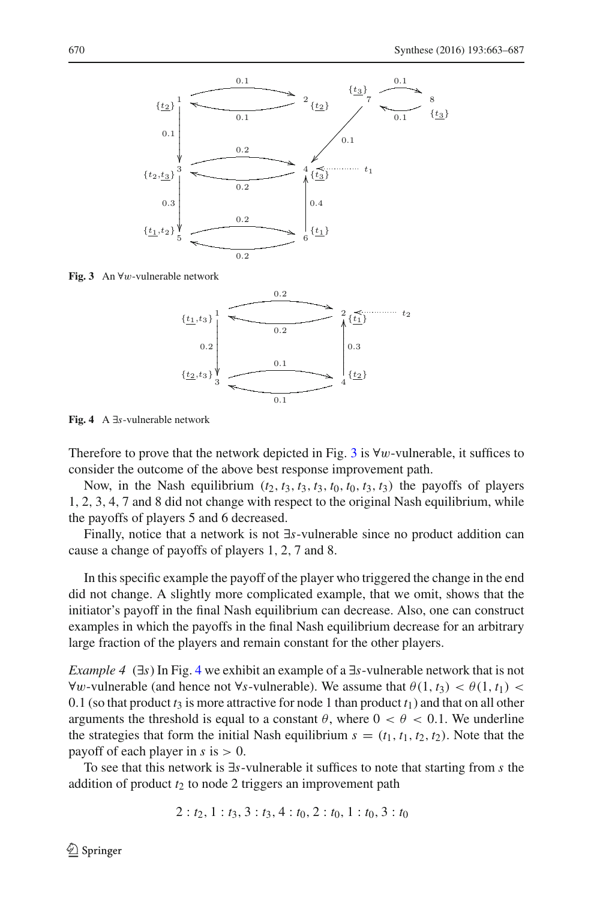**Fig. 3** An $\forall w$-vulnerable network

**Fig. 4** A $\exists s$-vulnerable network

Therefore to prove that the network depicted in Fig. 3 is $\forall w$-vulnerable, it suffices to consider the outcome of the above best response improvement path.

Now, in the Nash equilibrium $(t_2, t_3, t_3, t_3, t_0, t_0, t_3, t_3)$ the payoffs of players 1, 2, 3, 4, 7 and 8 did not change with respect to the original Nash equilibrium, while the payoffs of players 5 and 6 decreased.

Finally, notice that a network is not $\exists s$-vulnerable since no product addition can cause a change of payoffs of players 1, 2, 7 and 8.

In this specific example the payoff of the player who triggered the change in the end did not change. A slightly more complicated example, that we omit, shows that the initiator's payoff in the final Nash equilibrium can decrease. Also, one can construct examples in which the payoffs in the final Nash equilibrium decrease for an arbitrary large fraction of the players and remain constant for the other players.

*Example 4* ($\exists s$) In Fig. 4 we exhibit an example of a $\exists s$-vulnerable network that is not $\forall w$-vulnerable (and hence not $\forall s$-vulnerable). We assume that $\theta(1, t_3) < \theta(1, t_1) < 0.1$ (so that product $t_3$ is more attractive for node 1 than product $t_1$) and that on all other arguments the threshold is equal to a constant $\theta$, where $0 < \theta < 0.1$. We underline the strategies that form the initial Nash equilibrium $s = (t_1, t_1, t_2, t_2)$. Note that the payoff of each player in $s$ is $> 0$.

To see that this network is $\exists s$-vulnerable it suffices to note that starting from $s$ the addition of product $t_2$ to node 2 triggers an improvement path

$$2 : t_2, 1 : t_3, 3 : t_3, 4 : t_0, 2 : t_0, 1 : t_0, 3 : t_0$$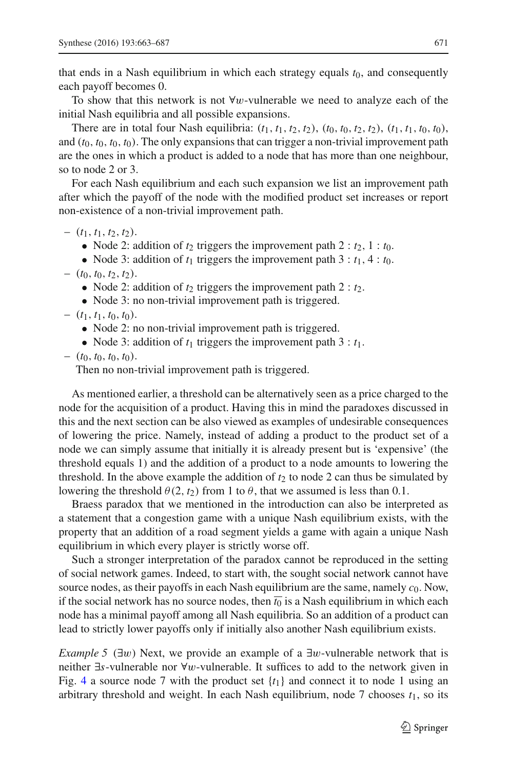that ends in a Nash equilibrium in which each strategy equals $t_0$, and consequently each payoff becomes 0.

To show that this network is not $\forall w$-vulnerable we need to analyze each of the initial Nash equilibria and all possible expansions.

There are in total four Nash equilibria: $(t_1, t_1, t_2, t_2)$, $(t_0, t_0, t_2, t_2)$, $(t_1, t_1, t_0, t_0)$, and $(t_0, t_0, t_0, t_0)$. The only expansions that can trigger a non-trivial improvement path are the ones in which a product is added to a node that has more than one neighbour, so to node 2 or 3.

For each Nash equilibrium and each such expansion we list an improvement path after which the payoff of the node with the modified product set increases or report non-existence of a non-trivial improvement path.

- $(t_1, t_1, t_2, t_2)$.
  - Node 2: addition of $t_2$ triggers the improvement path $2 : t_2, 1 : t_0$.
  - Node 3: addition of $t_1$ triggers the improvement path $3 : t_1, 4 : t_0$.
- $(t_0, t_0, t_2, t_2)$.
  - Node 2: addition of $t_2$ triggers the improvement path $2 : t_2$.
  - Node 3: no non-trivial improvement path is triggered.
- $(t_1, t_1, t_0, t_0)$.
  - Node 2: no non-trivial improvement path is triggered.
  - Node 3: addition of $t_1$ triggers the improvement path $3 : t_1$.
- $(t_0, t_0, t_0, t_0)$.

  Then no non-trivial improvement path is triggered.

As mentioned earlier, a threshold can be alternatively seen as a price charged to the node for the acquisition of a product. Having this in mind the paradoxes discussed in this and the next section can be also viewed as examples of undesirable consequences of lowering the price. Namely, instead of adding a product to the product set of a node we can simply assume that initially it is already present but is 'expensive' (the threshold equals 1) and the addition of a product to a node amounts to lowering the threshold. In the above example the addition of $t_2$ to node 2 can thus be simulated by lowering the threshold $\theta(2, t_2)$ from 1 to $\theta$, that we assumed is less than 0.1.

Braess paradox that we mentioned in the introduction can also be interpreted as a statement that a congestion game with a unique Nash equilibrium exists, with the property that an addition of a road segment yields a game with again a unique Nash equilibrium in which every player is strictly worse off.

Such a stronger interpretation of the paradox cannot be reproduced in the setting of social network games. Indeed, to start with, the sought social network cannot have source nodes, as their payoffs in each Nash equilibrium are the same, namely $c_0$. Now, if the social network has no source nodes, then $\overline{t_0}$ is a Nash equilibrium in which each node has a minimal payoff among all Nash equilibria. So an addition of a product can lead to strictly lower payoffs only if initially also another Nash equilibrium exists.

*Example 5* ($\exists w$) Next, we provide an example of a $\exists w$-vulnerable network that is neither $\exists s$-vulnerable nor $\forall w$-vulnerable. It suffices to add to the network given in Fig. 4 a source node 7 with the product set $\{t_1\}$ and connect it to node 1 using an arbitrary threshold and weight. In each Nash equilibrium, node 7 chooses $t_1$, so its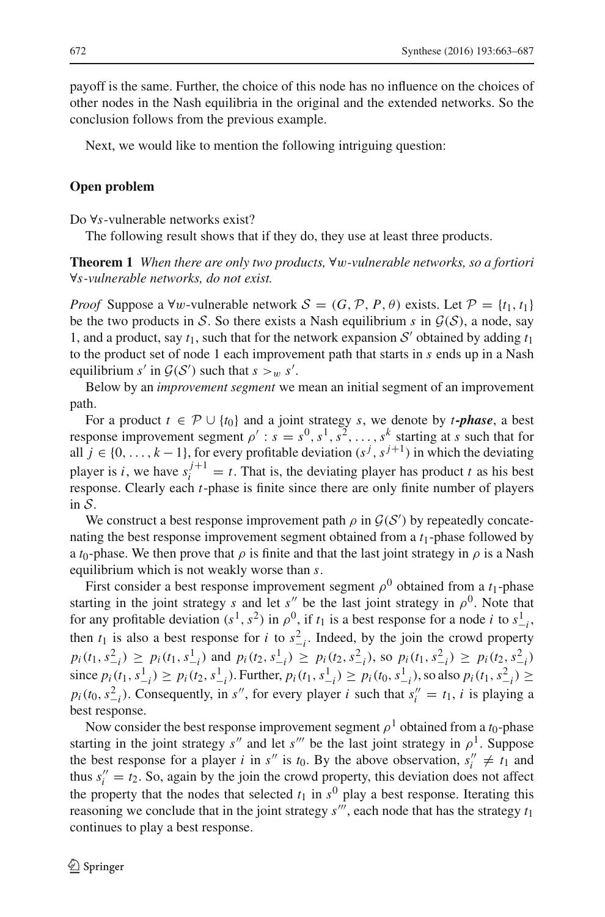payoff is the same. Further, the choice of this node has no influence on the choices of other nodes in the Nash equilibria in the original and the extended networks. So the conclusion follows from the previous example.

Next, we would like to mention the following intriguing question:

**Open problem**

Do $\forall s$-vulnerable networks exist?

The following result shows that if they do, they use at least three products.

**Theorem 1** *When there are only two products, $\forall w$-vulnerable networks, so a fortiori $\forall s$-vulnerable networks, do not exist.*

*Proof* Suppose a $\forall w$-vulnerable network $\mathcal{S} = (G, \mathcal{P}, P, \theta)$ exists. Let $\mathcal{P} = \{t_1, t_1\}$ be the two products in $\mathcal{S}$. So there exists a Nash equilibrium $s$ in $\mathcal{G}(\mathcal{S})$, a node, say 1, and a product, say $t_1$, such that for the network expansion $\mathcal{S}'$ obtained by adding $t_1$ to the product set of node 1 each improvement path that starts in $s$ ends up in a Nash equilibrium $s'$ in $\mathcal{G}(\mathcal{S}')$ such that $s >_w s'$.

Below by an *improvement segment* we mean an initial segment of an improvement path.

For a product $t \in \mathcal{P} \cup \{t_0\}$ and a joint strategy $s$, we denote by ***t-phase***, a best response improvement segment $\rho' : s = s^0, s^1, s^2, \ldots, s^k$ starting at $s$ such that for all $j \in \{0, \ldots, k-1\}$, for every profitable deviation $(s^j, s^{j+1})$ in which the deviating player is $i$, we have $s_i^{j+1} = t$. That is, the deviating player has product $t$ as his best response. Clearly each $t$-phase is finite since there are only finite number of players in $\mathcal{S}$.

We construct a best response improvement path $\rho$ in $\mathcal{G}(\mathcal{S}')$ by repeatedly concatenating the best response improvement segment obtained from a $t_1$-phase followed by a $t_0$-phase. We then prove that $\rho$ is finite and that the last joint strategy in $\rho$ is a Nash equilibrium which is not weakly worse than $s$.

First consider a best response improvement segment $\rho^0$ obtained from a $t_1$-phase starting in the joint strategy $s$ and let $s''$ be the last joint strategy in $\rho^0$. Note that for any profitable deviation $(s^1, s^2)$ in $\rho^0$, if $t_1$ is a best response for a node $i$ to $s^1_{-i}$, then $t_1$ is also a best response for $i$ to $s^2_{-i}$. Indeed, by the join the crowd property $p_i(t_1, s^2_{-i}) \geq p_i(t_1, s^1_{-i})$ and $p_i(t_2, s^1_{-i}) \geq p_i(t_2, s^2_{-i})$, so $p_i(t_1, s^2_{-i}) \geq p_i(t_2, s^2_{-i})$ since $p_i(t_1, s^1_{-i}) \geq p_i(t_2, s^1_{-i})$. Further, $p_i(t_1, s^1_{-i}) \geq p_i(t_0, s^1_{-i})$, so also $p_i(t_1, s^2_{-i}) \geq p_i(t_0, s^2_{-i})$. Consequently, in $s''$, for every player $i$ such that $s''_i = t_1$, $i$ is playing a best response.

Now consider the best response improvement segment $\rho^1$ obtained from a $t_0$-phase starting in the joint strategy $s''$ and let $s'''$ be the last joint strategy in $\rho^1$. Suppose the best response for a player $i$ in $s''$ is $t_0$. By the above observation, $s''_i \neq t_1$ and thus $s''_i = t_2$. So, again by the join the crowd property, this deviation does not affect the property that the nodes that selected $t_1$ in $s^0$ play a best response. Iterating this reasoning we conclude that in the joint strategy $s'''$, each node that has the strategy $t_1$ continues to play a best response.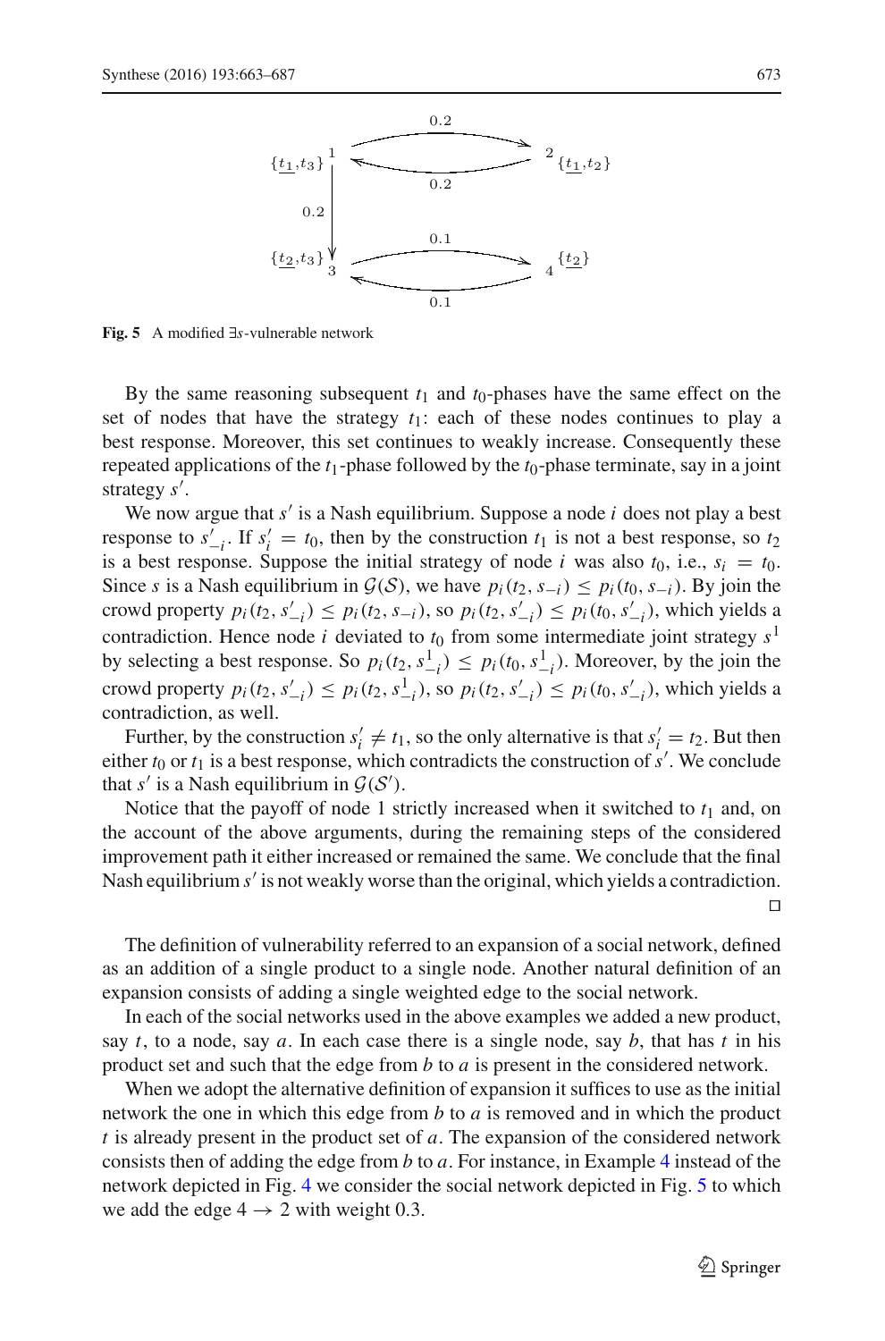**Fig. 5** A modified $\exists s$-vulnerable network

By the same reasoning subsequent $t_1$ and $t_0$-phases have the same effect on the set of nodes that have the strategy $t_1$: each of these nodes continues to play a best response. Moreover, this set continues to weakly increase. Consequently these repeated applications of the $t_1$-phase followed by the $t_0$-phase terminate, say in a joint strategy $s'$.

We now argue that $s'$ is a Nash equilibrium. Suppose a node $i$ does not play a best response to $s'_{-i}$. If $s'_i = t_0$, then by the construction $t_1$ is not a best response, so $t_2$ is a best response. Suppose the initial strategy of node $i$ was also $t_0$, i.e., $s_i = t_0$. Since $s$ is a Nash equilibrium in $\mathcal{G}(\mathcal{S})$, we have $p_i(t_2, s_{-i}) \leq p_i(t_0, s_{-i})$. By join the crowd property $p_i(t_2, s'_{-i}) \leq p_i(t_2, s_{-i})$, so $p_i(t_2, s'_{-i}) \leq p_i(t_0, s'_{-i})$, which yields a contradiction. Hence node $i$ deviated to $t_0$ from some intermediate joint strategy $s^1$ by selecting a best response. So $p_i(t_2, s^1_{-i}) \leq p_i(t_0, s^1_{-i})$. Moreover, by the join the crowd property $p_i(t_2, s'_{-i}) \leq p_i(t_2, s^1_{-i})$, so $p_i(t_2, s'_{-i}) \leq p_i(t_0, s'_{-i})$, which yields a contradiction, as well.

Further, by the construction $s'_i \neq t_1$, so the only alternative is that $s'_i = t_2$. But then either $t_0$ or $t_1$ is a best response, which contradicts the construction of $s'$. We conclude that $s'$ is a Nash equilibrium in $\mathcal{G}(\mathcal{S}')$.

Notice that the payoff of node 1 strictly increased when it switched to $t_1$ and, on the account of the above arguments, during the remaining steps of the considered improvement path it either increased or remained the same. We conclude that the final Nash equilibrium $s'$ is not weakly worse than the original, which yields a contradiction. □

The definition of vulnerability referred to an expansion of a social network, defined as an addition of a single product to a single node. Another natural definition of an expansion consists of adding a single weighted edge to the social network.

In each of the social networks used in the above examples we added a new product, say $t$, to a node, say $a$. In each case there is a single node, say $b$, that has $t$ in his product set and such that the edge from $b$ to $a$ is present in the considered network.

When we adopt the alternative definition of expansion it suffices to use as the initial network the one in which this edge from $b$ to $a$ is removed and in which the product $t$ is already present in the product set of $a$. The expansion of the considered network consists then of adding the edge from $b$ to $a$. For instance, in Example 4 instead of the network depicted in Fig. 4 we consider the social network depicted in Fig. 5 to which we add the edge $4 \to 2$ with weight 0.3.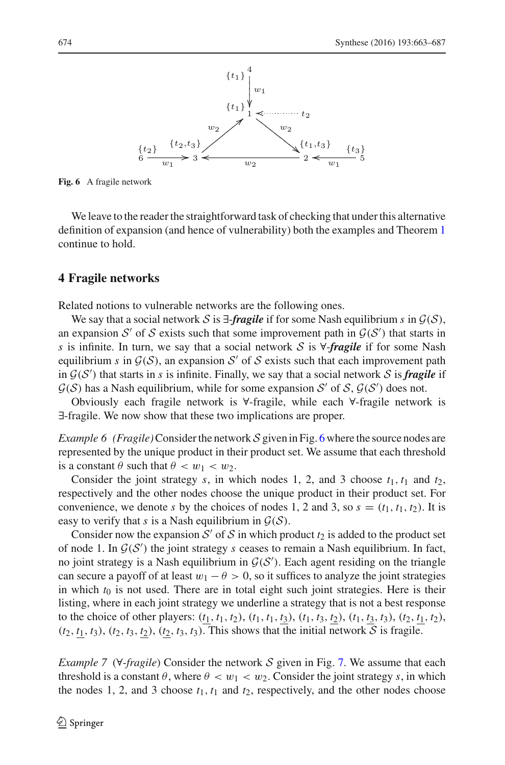Fig. 6 A fragile network

We leave to the reader the straightforward task of checking that under this alternative definition of expansion (and hence of vulnerability) both the examples and Theorem 1 continue to hold.

## 4 Fragile networks

Related notions to vulnerable networks are the following ones.

We say that a social network $\mathcal{S}$ is $\exists$-***fragile*** if for some Nash equilibrium $s$ in $\mathcal{G}(\mathcal{S})$, an expansion $\mathcal{S}'$ of $\mathcal{S}$ exists such that some improvement path in $\mathcal{G}(\mathcal{S}')$ that starts in $s$ is infinite. In turn, we say that a social network $\mathcal{S}$ is $\forall$-***fragile*** if for some Nash equilibrium $s$ in $\mathcal{G}(\mathcal{S})$, an expansion $\mathcal{S}'$ of $\mathcal{S}$ exists such that each improvement path in $\mathcal{G}(\mathcal{S}')$ that starts in $s$ is infinite. Finally, we say that a social network $\mathcal{S}$ is ***fragile*** if $\mathcal{G}(\mathcal{S})$ has a Nash equilibrium, while for some expansion $\mathcal{S}'$ of $\mathcal{S}$, $\mathcal{G}(\mathcal{S}')$ does not.

Obviously each fragile network is $\forall$-fragile, while each $\forall$-fragile network is $\exists$-fragile. We now show that these two implications are proper.

*Example 6 (Fragile)* Consider the network $\mathcal{S}$ given in Fig. 6 where the source nodes are represented by the unique product in their product set. We assume that each threshold is a constant $\theta$ such that $\theta < w_1 < w_2$.

Consider the joint strategy $s$, in which nodes 1, 2, and 3 choose $t_1, t_1$ and $t_2$, respectively and the other nodes choose the unique product in their product set. For convenience, we denote $s$ by the choices of nodes 1, 2 and 3, so $s = (t_1, t_1, t_2)$. It is easy to verify that $s$ is a Nash equilibrium in $\mathcal{G}(\mathcal{S})$.

Consider now the expansion $\mathcal{S}'$ of $\mathcal{S}$ in which product $t_2$ is added to the product set of node 1. In $\mathcal{G}(\mathcal{S}')$ the joint strategy $s$ ceases to remain a Nash equilibrium. In fact, no joint strategy is a Nash equilibrium in $\mathcal{G}(\mathcal{S}')$. Each agent residing on the triangle can secure a payoff of at least $w_1 - \theta > 0$, so it suffices to analyze the joint strategies in which $t_0$ is not used. There are in total eight such joint strategies. Here is their listing, where in each joint strategy we underline a strategy that is not a best response to the choice of other players: $(\underline{t_1}, t_1, t_2)$, $(t_1, t_1, \underline{t_3})$, $(t_1, t_3, \underline{t_2})$, $(t_1, \underline{t_3}, t_3)$, $(t_2, \underline{t_1}, t_2)$, $(t_2, \underline{t_1}, t_3)$, $(t_2, t_3, \underline{t_2})$, $(\underline{t_2}, t_3, t_3)$. This shows that the initial network $\mathcal{S}$ is fragile.

*Example 7* ($\forall$-*fragile*) Consider the network $\mathcal{S}$ given in Fig. 7. We assume that each threshold is a constant $\theta$, where $\theta < w_1 < w_2$. Consider the joint strategy $s$, in which the nodes 1, 2, and 3 choose $t_1, t_1$ and $t_2$, respectively, and the other nodes choose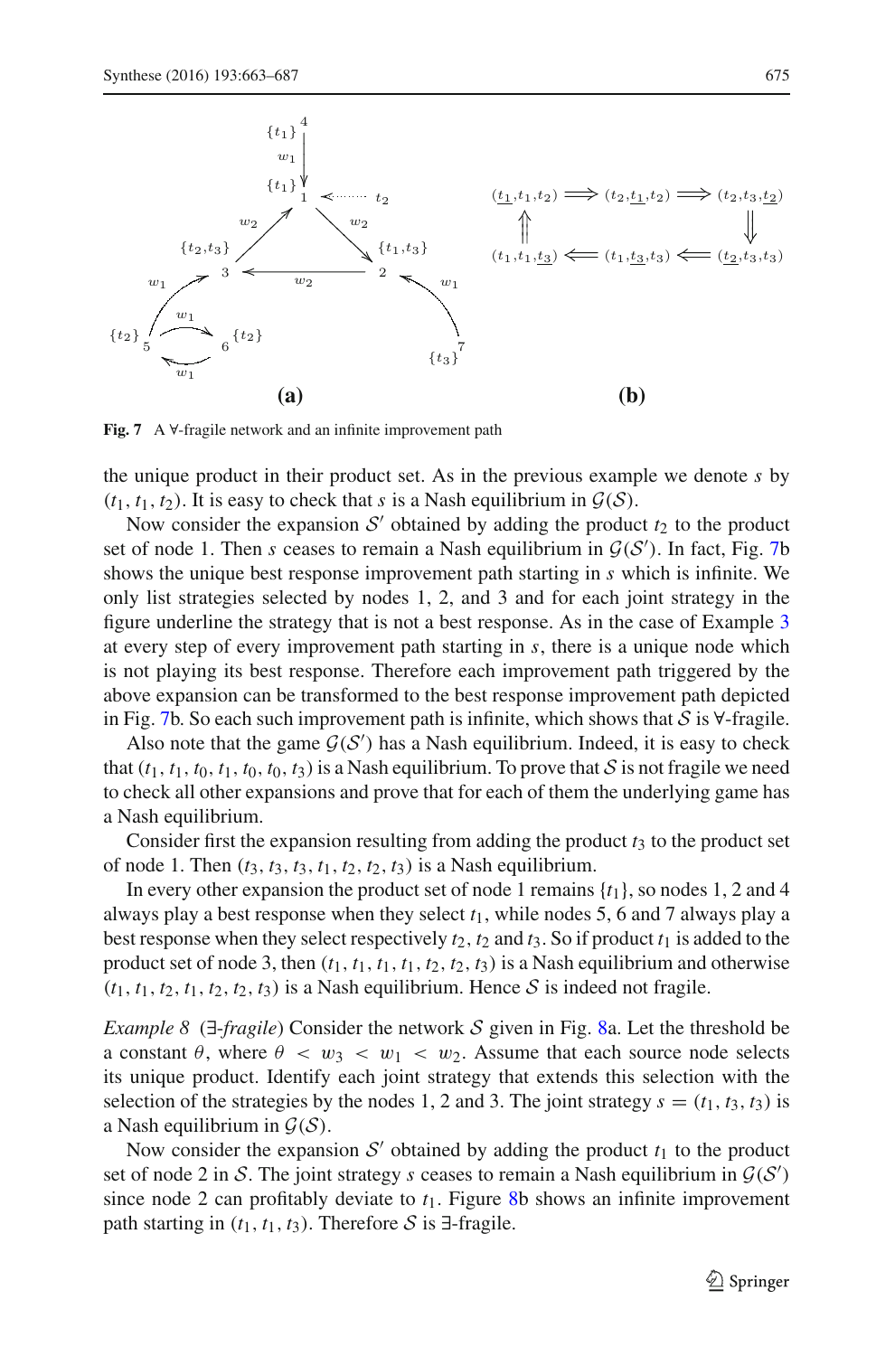Fig. 7 A ∀-fragile network and an infinite improvement path

the unique product in their product set. As in the previous example we denote $s$ by $(t_1, t_1, t_2)$. It is easy to check that $s$ is a Nash equilibrium in $\mathcal{G}(\mathcal{S})$.

Now consider the expansion $\mathcal{S}'$ obtained by adding the product $t_2$ to the product set of node 1. Then $s$ ceases to remain a Nash equilibrium in $\mathcal{G}(\mathcal{S}')$. In fact, Fig. 7b shows the unique best response improvement path starting in $s$ which is infinite. We only list strategies selected by nodes 1, 2, and 3 and for each joint strategy in the figure underline the strategy that is not a best response. As in the case of Example 3 at every step of every improvement path starting in $s$, there is a unique node which is not playing its best response. Therefore each improvement path triggered by the above expansion can be transformed to the best response improvement path depicted in Fig. 7b. So each such improvement path is infinite, which shows that $\mathcal{S}$ is ∀-fragile.

Also note that the game $\mathcal{G}(\mathcal{S}')$ has a Nash equilibrium. Indeed, it is easy to check that $(t_1, t_1, t_0, t_1, t_0, t_0, t_3)$ is a Nash equilibrium. To prove that $\mathcal{S}$ is not fragile we need to check all other expansions and prove that for each of them the underlying game has a Nash equilibrium.

Consider first the expansion resulting from adding the product $t_3$ to the product set of node 1. Then $(t_3, t_3, t_3, t_1, t_2, t_2, t_3)$ is a Nash equilibrium.

In every other expansion the product set of node 1 remains $\{t_1\}$, so nodes 1, 2 and 4 always play a best response when they select $t_1$, while nodes 5, 6 and 7 always play a best response when they select respectively $t_2$, $t_2$ and $t_3$. So if product $t_1$ is added to the product set of node 3, then $(t_1, t_1, t_1, t_1, t_2, t_2, t_3)$ is a Nash equilibrium and otherwise $(t_1, t_1, t_2, t_1, t_2, t_2, t_3)$ is a Nash equilibrium. Hence $\mathcal{S}$ is indeed not fragile.

*Example 8* (∃*-fragile*) Consider the network $\mathcal{S}$ given in Fig. 8a. Let the threshold be a constant $\theta$, where $\theta < w_3 < w_1 < w_2$. Assume that each source node selects its unique product. Identify each joint strategy that extends this selection with the selection of the strategies by the nodes 1, 2 and 3. The joint strategy $s = (t_1, t_3, t_3)$ is a Nash equilibrium in $\mathcal{G}(\mathcal{S})$.

Now consider the expansion $\mathcal{S}'$ obtained by adding the product $t_1$ to the product set of node 2 in $\mathcal{S}$. The joint strategy $s$ ceases to remain a Nash equilibrium in $\mathcal{G}(\mathcal{S}')$ since node 2 can profitably deviate to $t_1$. Figure 8b shows an infinite improvement path starting in $(t_1, t_1, t_3)$. Therefore $\mathcal{S}$ is ∃-fragile.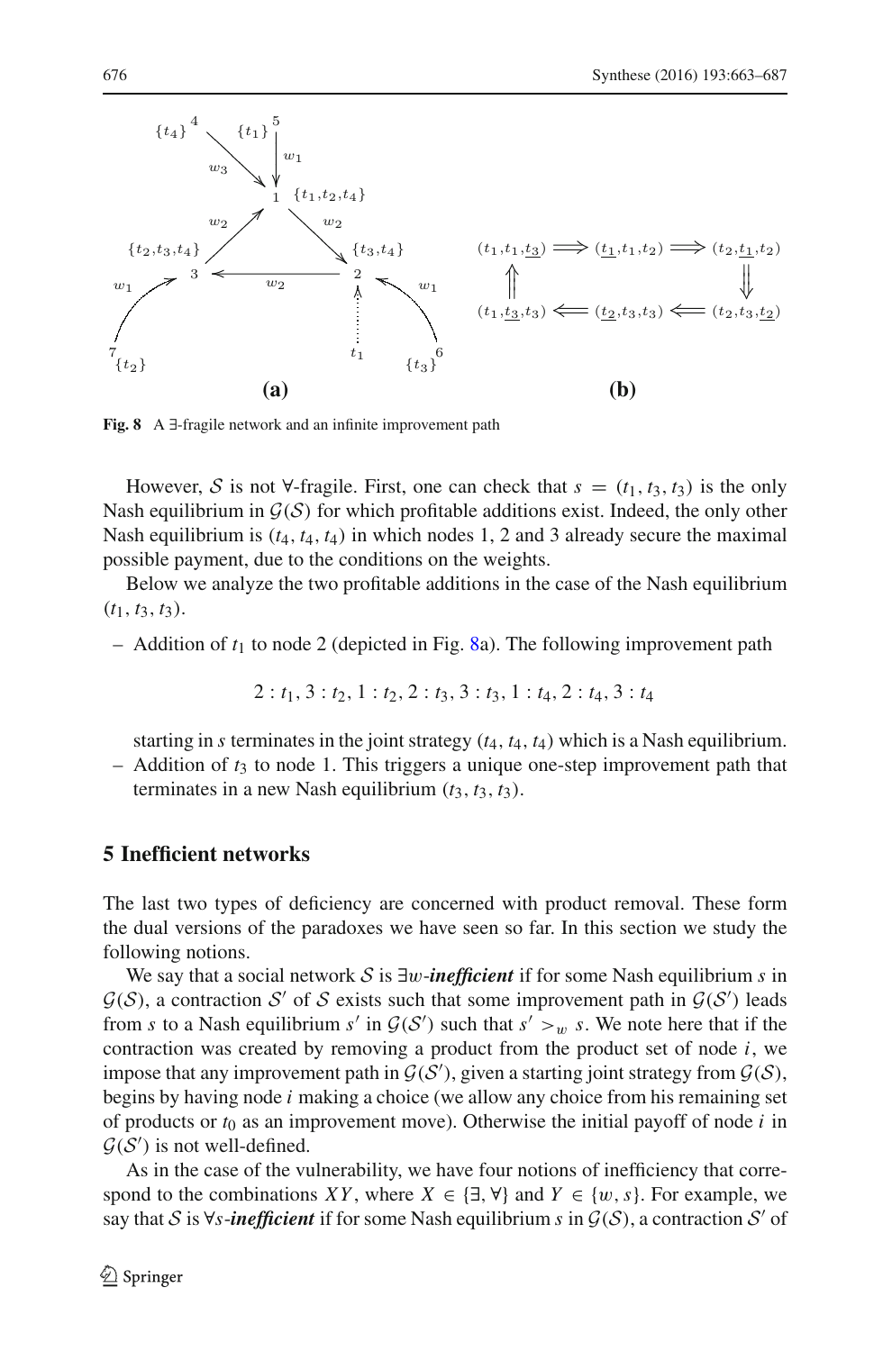**Fig. 8** A ∃-fragile network and an infinite improvement path

However, $\mathcal{S}$ is not ∀-fragile. First, one can check that $s = (t_1, t_3, t_3)$ is the only Nash equilibrium in $\mathcal{G}(\mathcal{S})$ for which profitable additions exist. Indeed, the only other Nash equilibrium is $(t_4, t_4, t_4)$ in which nodes 1, 2 and 3 already secure the maximal possible payment, due to the conditions on the weights.

Below we analyze the two profitable additions in the case of the Nash equilibrium $(t_1, t_3, t_3)$.

– Addition of $t_1$ to node 2 (depicted in Fig. 8a). The following improvement path

$$2 : t_1, 3 : t_2, 1 : t_2, 2 : t_3, 3 : t_3, 1 : t_4, 2 : t_4, 3 : t_4$$

starting in $s$ terminates in the joint strategy $(t_4, t_4, t_4)$ which is a Nash equilibrium.

– Addition of $t_3$ to node 1. This triggers a unique one-step improvement path that terminates in a new Nash equilibrium $(t_3, t_3, t_3)$.

## 5 Inefficient networks

The last two types of deficiency are concerned with product removal. These form the dual versions of the paradoxes we have seen so far. In this section we study the following notions.

We say that a social network $\mathcal{S}$ is $\exists w$-***inefficient*** if for some Nash equilibrium $s$ in $\mathcal{G}(\mathcal{S})$, a contraction $\mathcal{S}'$ of $\mathcal{S}$ exists such that some improvement path in $\mathcal{G}(\mathcal{S}')$ leads from $s$ to a Nash equilibrium $s'$ in $\mathcal{G}(\mathcal{S}')$ such that $s' >_w s$. We note here that if the contraction was created by removing a product from the product set of node $i$, we impose that any improvement path in $\mathcal{G}(\mathcal{S}')$, given a starting joint strategy from $\mathcal{G}(\mathcal{S})$, begins by having node $i$ making a choice (we allow any choice from his remaining set of products or $t_0$ as an improvement move). Otherwise the initial payoff of node $i$ in $\mathcal{G}(\mathcal{S}')$ is not well-defined.

As in the case of the vulnerability, we have four notions of inefficiency that correspond to the combinations $XY$, where $X \in \{\exists, \forall\}$ and $Y \in \{w, s\}$. For example, we say that $\mathcal{S}$ is $\forall s$-***inefficient*** if for some Nash equilibrium $s$ in $\mathcal{G}(\mathcal{S})$, a contraction $\mathcal{S}'$ of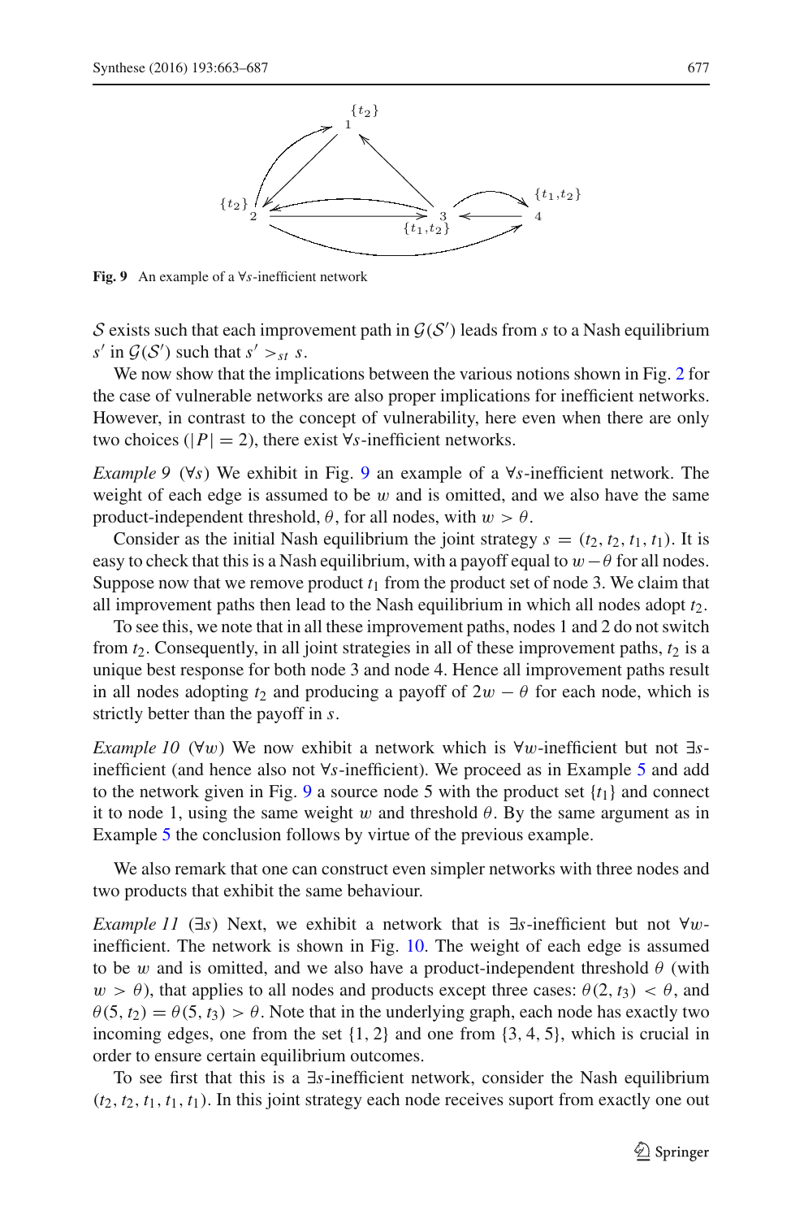Fig. 9 An example of a $\forall s$-inefficient network

$\mathcal{S}$ exists such that each improvement path in $\mathcal{G}(\mathcal{S}')$ leads from $s$ to a Nash equilibrium $s'$ in $\mathcal{G}(\mathcal{S}')$ such that $s' >_{st} s$.

We now show that the implications between the various notions shown in Fig. 2 for the case of vulnerable networks are also proper implications for inefficient networks. However, in contrast to the concept of vulnerability, here even when there are only two choices ($|P| = 2$), there exist $\forall s$-inefficient networks.

*Example 9* ($\forall s$) We exhibit in Fig. 9 an example of a $\forall s$-inefficient network. The weight of each edge is assumed to be $w$ and is omitted, and we also have the same product-independent threshold, $\theta$, for all nodes, with $w > \theta$.

Consider as the initial Nash equilibrium the joint strategy $s = (t_2, t_2, t_1, t_1)$. It is easy to check that this is a Nash equilibrium, with a payoff equal to $w - \theta$ for all nodes. Suppose now that we remove product $t_1$ from the product set of node 3. We claim that all improvement paths then lead to the Nash equilibrium in which all nodes adopt $t_2$.

To see this, we note that in all these improvement paths, nodes 1 and 2 do not switch from $t_2$. Consequently, in all joint strategies in all of these improvement paths, $t_2$ is a unique best response for both node 3 and node 4. Hence all improvement paths result in all nodes adopting $t_2$ and producing a payoff of $2w - \theta$ for each node, which is strictly better than the payoff in $s$.

*Example 10* ($\forall w$) We now exhibit a network which is $\forall w$-inefficient but not $\exists s$-inefficient (and hence also not $\forall s$-inefficient). We proceed as in Example 5 and add to the network given in Fig. 9 a source node 5 with the product set $\{t_1\}$ and connect it to node 1, using the same weight $w$ and threshold $\theta$. By the same argument as in Example 5 the conclusion follows by virtue of the previous example.

We also remark that one can construct even simpler networks with three nodes and two products that exhibit the same behaviour.

*Example 11* ($\exists s$) Next, we exhibit a network that is $\exists s$-inefficient but not $\forall w$-inefficient. The network is shown in Fig. 10. The weight of each edge is assumed to be $w$ and is omitted, and we also have a product-independent threshold $\theta$ (with $w > \theta$), that applies to all nodes and products except three cases: $\theta(2, t_3) < \theta$, and $\theta(5, t_2) = \theta(5, t_3) > \theta$. Note that in the underlying graph, each node has exactly two incoming edges, one from the set $\{1, 2\}$ and one from $\{3, 4, 5\}$, which is crucial in order to ensure certain equilibrium outcomes.

To see first that this is a $\exists s$-inefficient network, consider the Nash equilibrium $(t_2, t_2, t_1, t_1, t_1)$. In this joint strategy each node receives suport from exactly one out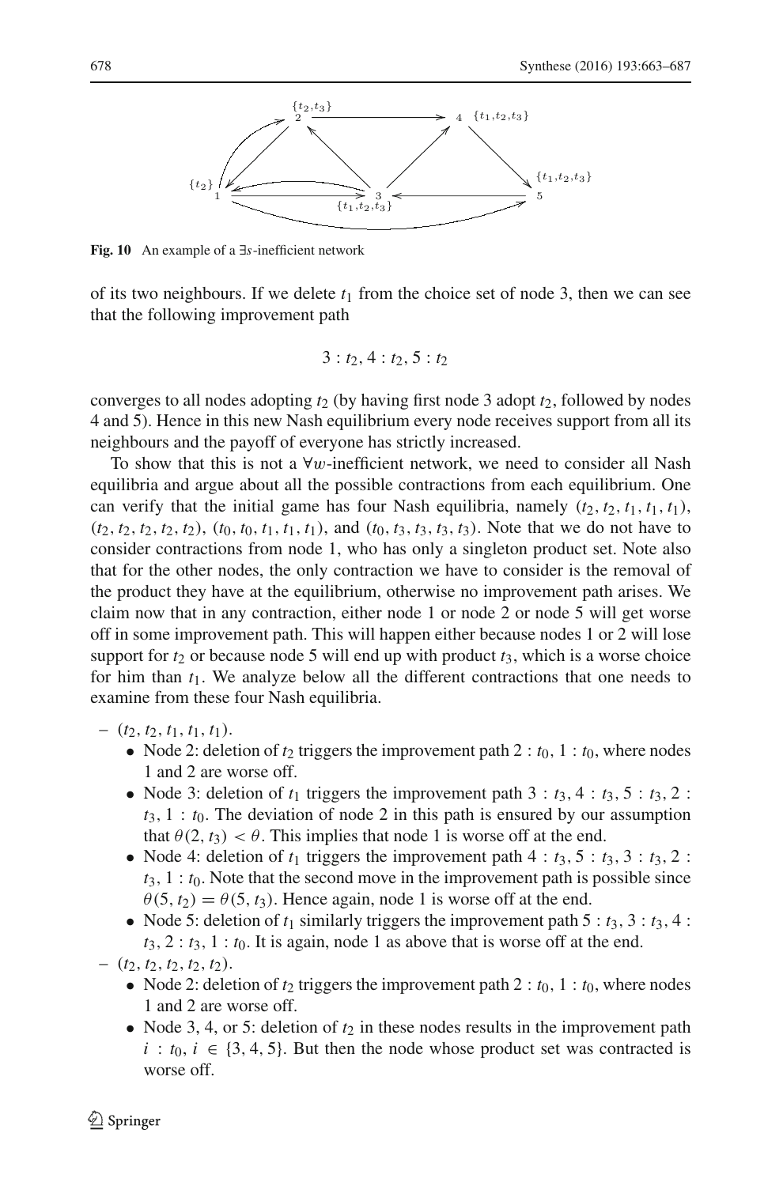**Fig. 10** An example of a $\exists s$-inefficient network

of its two neighbours. If we delete $t_1$ from the choice set of node 3, then we can see that the following improvement path

$$3 : t_2, 4 : t_2, 5 : t_2$$

converges to all nodes adopting $t_2$ (by having first node 3 adopt $t_2$, followed by nodes 4 and 5). Hence in this new Nash equilibrium every node receives support from all its neighbours and the payoff of everyone has strictly increased.

To show that this is not a $\forall w$-inefficient network, we need to consider all Nash equilibria and argue about all the possible contractions from each equilibrium. One can verify that the initial game has four Nash equilibria, namely $(t_2, t_2, t_1, t_1, t_1)$, $(t_2, t_2, t_2, t_2, t_2)$, $(t_0, t_0, t_1, t_1, t_1)$, and $(t_0, t_3, t_3, t_3, t_3)$. Note that we do not have to consider contractions from node 1, who has only a singleton product set. Note also that for the other nodes, the only contraction we have to consider is the removal of the product they have at the equilibrium, otherwise no improvement path arises. We claim now that in any contraction, either node 1 or node 2 or node 5 will get worse off in some improvement path. This will happen either because nodes 1 or 2 will lose support for $t_2$ or because node 5 will end up with product $t_3$, which is a worse choice for him than $t_1$. We analyze below all the different contractions that one needs to examine from these four Nash equilibria.

- $(t_2, t_2, t_1, t_1, t_1)$.
  - Node 2: deletion of $t_2$ triggers the improvement path $2 : t_0, 1 : t_0$, where nodes 1 and 2 are worse off.
  - Node 3: deletion of $t_1$ triggers the improvement path $3 : t_3, 4 : t_3, 5 : t_3, 2 : t_3, 1 : t_0$. The deviation of node 2 in this path is ensured by our assumption that $\theta(2, t_3) < \theta$. This implies that node 1 is worse off at the end.
  - Node 4: deletion of $t_1$ triggers the improvement path $4 : t_3, 5 : t_3, 3 : t_3, 2 : t_3, 1 : t_0$. Note that the second move in the improvement path is possible since $\theta(5, t_2) = \theta(5, t_3)$. Hence again, node 1 is worse off at the end.
  - Node 5: deletion of $t_1$ similarly triggers the improvement path $5 : t_3, 3 : t_3, 4 : t_3, 2 : t_3, 1 : t_0$. It is again, node 1 as above that is worse off at the end.
- $(t_2, t_2, t_2, t_2, t_2)$.
  - Node 2: deletion of $t_2$ triggers the improvement path $2 : t_0, 1 : t_0$, where nodes 1 and 2 are worse off.
  - Node 3, 4, or 5: deletion of $t_2$ in these nodes results in the improvement path $i : t_0, i \in \{3, 4, 5\}$. But then the node whose product set was contracted is worse off.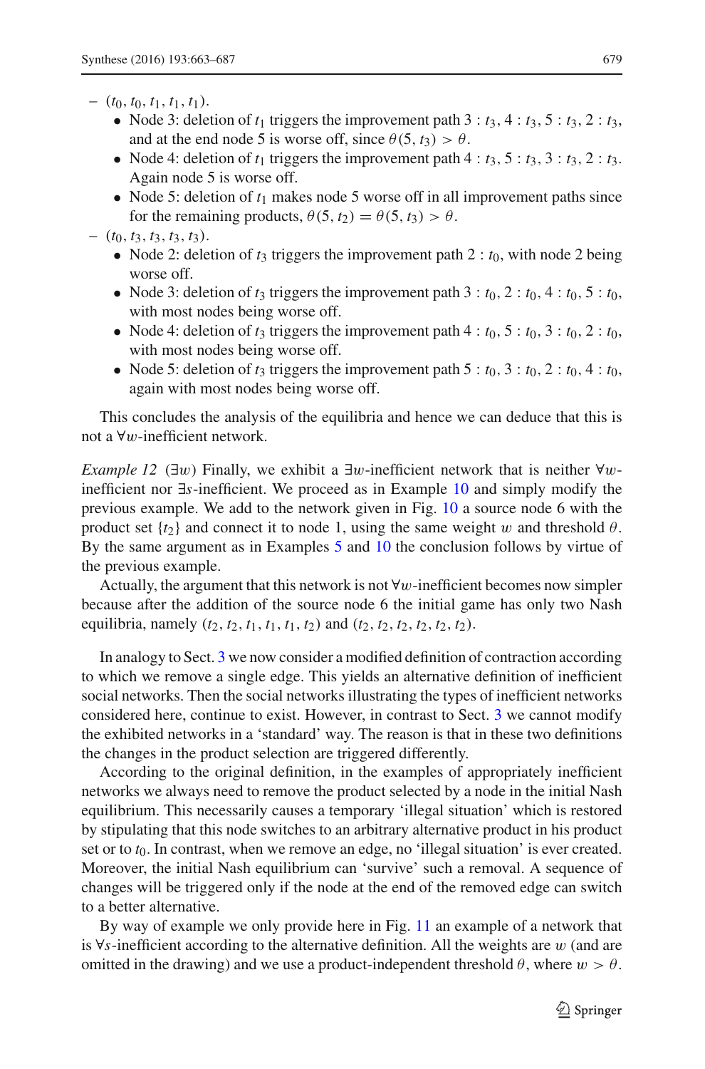- $(t_0, t_0, t_1, t_1, t_1)$.
  - Node 3: deletion of $t_1$ triggers the improvement path $3 : t_3, 4 : t_3, 5 : t_3, 2 : t_3$, and at the end node 5 is worse off, since $\theta(5, t_3) > \theta$.
  - Node 4: deletion of $t_1$ triggers the improvement path $4 : t_3, 5 : t_3, 3 : t_3, 2 : t_3$. Again node 5 is worse off.
  - Node 5: deletion of $t_1$ makes node 5 worse off in all improvement paths since for the remaining products, $\theta(5, t_2) = \theta(5, t_3) > \theta$.
- $(t_0, t_3, t_3, t_3, t_3)$.
  - Node 2: deletion of $t_3$ triggers the improvement path $2 : t_0$, with node 2 being worse off.
  - Node 3: deletion of $t_3$ triggers the improvement path $3 : t_0, 2 : t_0, 4 : t_0, 5 : t_0$, with most nodes being worse off.
  - Node 4: deletion of $t_3$ triggers the improvement path $4 : t_0, 5 : t_0, 3 : t_0, 2 : t_0$, with most nodes being worse off.
  - Node 5: deletion of $t_3$ triggers the improvement path $5 : t_0, 3 : t_0, 2 : t_0, 4 : t_0$, again with most nodes being worse off.

This concludes the analysis of the equilibria and hence we can deduce that this is not a $\forall w$-inefficient network.

*Example 12* ($\exists w$) Finally, we exhibit a $\exists w$-inefficient network that is neither $\forall w$-inefficient nor $\exists s$-inefficient. We proceed as in Example 10 and simply modify the previous example. We add to the network given in Fig. 10 a source node 6 with the product set $\{t_2\}$ and connect it to node 1, using the same weight $w$ and threshold $\theta$. By the same argument as in Examples 5 and 10 the conclusion follows by virtue of the previous example.

Actually, the argument that this network is not $\forall w$-inefficient becomes now simpler because after the addition of the source node 6 the initial game has only two Nash equilibria, namely $(t_2, t_2, t_1, t_1, t_1, t_2)$ and $(t_2, t_2, t_2, t_2, t_2, t_2)$.

In analogy to Sect. 3 we now consider a modified definition of contraction according to which we remove a single edge. This yields an alternative definition of inefficient social networks. Then the social networks illustrating the types of inefficient networks considered here, continue to exist. However, in contrast to Sect. 3 we cannot modify the exhibited networks in a 'standard' way. The reason is that in these two definitions the changes in the product selection are triggered differently.

According to the original definition, in the examples of appropriately inefficient networks we always need to remove the product selected by a node in the initial Nash equilibrium. This necessarily causes a temporary 'illegal situation' which is restored by stipulating that this node switches to an arbitrary alternative product in his product set or to $t_0$. In contrast, when we remove an edge, no 'illegal situation' is ever created. Moreover, the initial Nash equilibrium can 'survive' such a removal. A sequence of changes will be triggered only if the node at the end of the removed edge can switch to a better alternative.

By way of example we only provide here in Fig. 11 an example of a network that is $\forall s$-inefficient according to the alternative definition. All the weights are $w$ (and are omitted in the drawing) and we use a product-independent threshold $\theta$, where $w > \theta$.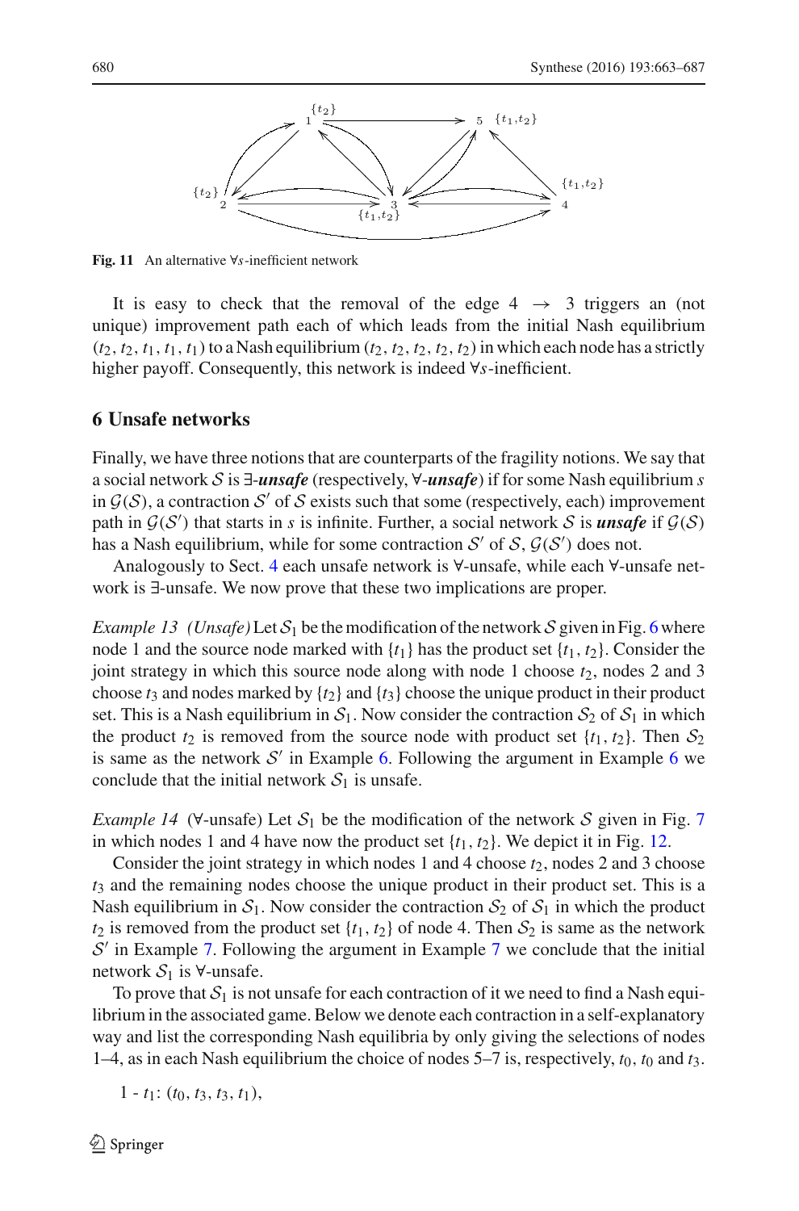**Fig. 11** An alternative $\forall s$-inefficient network

It is easy to check that the removal of the edge $4 \rightarrow 3$ triggers an (not unique) improvement path each of which leads from the initial Nash equilibrium $(t_2, t_2, t_1, t_1, t_1)$ to a Nash equilibrium $(t_2, t_2, t_2, t_2, t_2)$ in which each node has a strictly higher payoff. Consequently, this network is indeed $\forall s$-inefficient.

## 6 Unsafe networks

Finally, we have three notions that are counterparts of the fragility notions. We say that a social network $\mathcal{S}$ is $\exists$-***unsafe*** (respectively, $\forall$-***unsafe***) if for some Nash equilibrium $s$ in $\mathcal{G}(\mathcal{S})$, a contraction $\mathcal{S}'$ of $\mathcal{S}$ exists such that some (respectively, each) improvement path in $\mathcal{G}(\mathcal{S}')$ that starts in $s$ is infinite. Further, a social network $\mathcal{S}$ is ***unsafe*** if $\mathcal{G}(\mathcal{S})$ has a Nash equilibrium, while for some contraction $\mathcal{S}'$ of $\mathcal{S}$, $\mathcal{G}(\mathcal{S}')$ does not.

Analogously to Sect. 4 each unsafe network is $\forall$-unsafe, while each $\forall$-unsafe network is $\exists$-unsafe. We now prove that these two implications are proper.

*Example 13 (Unsafe)* Let $\mathcal{S}_1$ be the modification of the network $\mathcal{S}$ given in Fig. 6 where node 1 and the source node marked with $\{t_1\}$ has the product set $\{t_1, t_2\}$. Consider the joint strategy in which this source node along with node 1 choose $t_2$, nodes 2 and 3 choose $t_3$ and nodes marked by $\{t_2\}$ and $\{t_3\}$ choose the unique product in their product set. This is a Nash equilibrium in $\mathcal{S}_1$. Now consider the contraction $\mathcal{S}_2$ of $\mathcal{S}_1$ in which the product $t_2$ is removed from the source node with product set $\{t_1, t_2\}$. Then $\mathcal{S}_2$ is same as the network $\mathcal{S}'$ in Example 6. Following the argument in Example 6 we conclude that the initial network $\mathcal{S}_1$ is unsafe.

*Example 14* ($\forall$-unsafe) Let $\mathcal{S}_1$ be the modification of the network $\mathcal{S}$ given in Fig. 7 in which nodes 1 and 4 have now the product set $\{t_1, t_2\}$. We depict it in Fig. 12.

Consider the joint strategy in which nodes 1 and 4 choose $t_2$, nodes 2 and 3 choose $t_3$ and the remaining nodes choose the unique product in their product set. This is a Nash equilibrium in $\mathcal{S}_1$. Now consider the contraction $\mathcal{S}_2$ of $\mathcal{S}_1$ in which the product $t_2$ is removed from the product set $\{t_1, t_2\}$ of node 4. Then $\mathcal{S}_2$ is same as the network $\mathcal{S}'$ in Example 7. Following the argument in Example 7 we conclude that the initial network $\mathcal{S}_1$ is $\forall$-unsafe.

To prove that $\mathcal{S}_1$ is not unsafe for each contraction of it we need to find a Nash equilibrium in the associated game. Below we denote each contraction in a self-explanatory way and list the corresponding Nash equilibria by only giving the selections of nodes 1–4, as in each Nash equilibrium the choice of nodes 5–7 is, respectively, $t_0$, $t_0$ and $t_3$.

1 - $t_1$: $(t_0, t_3, t_3, t_1)$,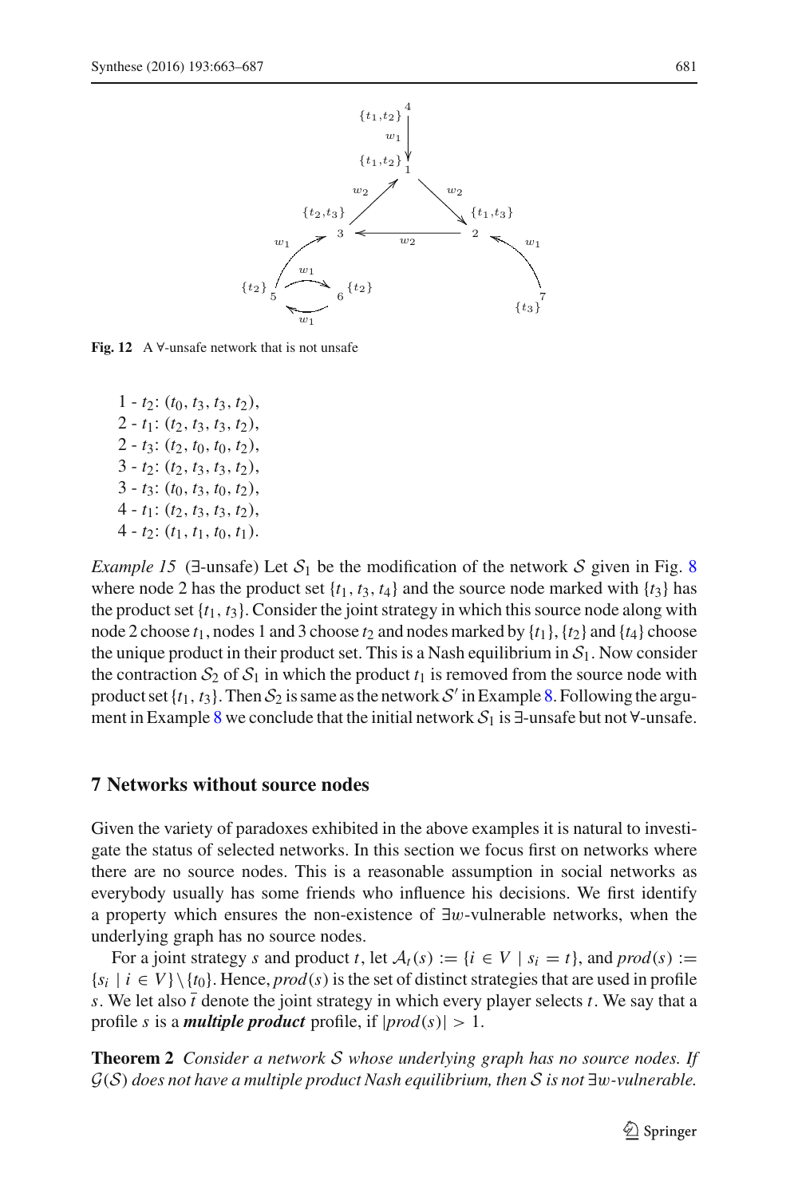Fig. 12 A ∀-unsafe network that is not unsafe

1 - $t_2$: $(t_0, t_3, t_3, t_2)$,
2 - $t_1$: $(t_2, t_3, t_3, t_2)$,
2 - $t_3$: $(t_2, t_0, t_0, t_2)$,
3 - $t_2$: $(t_2, t_3, t_3, t_2)$,
3 - $t_3$: $(t_0, t_3, t_0, t_2)$,
4 - $t_1$: $(t_2, t_3, t_3, t_2)$,
4 - $t_2$: $(t_1, t_1, t_0, t_1)$.

*Example 15* (∃-unsafe) Let $\mathcal{S}_1$ be the modification of the network $\mathcal{S}$ given in Fig. 8 where node 2 has the product set $\{t_1, t_3, t_4\}$ and the source node marked with $\{t_3\}$ has the product set $\{t_1, t_3\}$. Consider the joint strategy in which this source node along with node 2 choose $t_1$, nodes 1 and 3 choose $t_2$ and nodes marked by $\{t_1\}$, $\{t_2\}$ and $\{t_4\}$ choose the unique product in their product set. This is a Nash equilibrium in $\mathcal{S}_1$. Now consider the contraction $\mathcal{S}_2$ of $\mathcal{S}_1$ in which the product $t_1$ is removed from the source node with product set $\{t_1, t_3\}$. Then $\mathcal{S}_2$ is same as the network $\mathcal{S}'$ in Example 8. Following the argument in Example 8 we conclude that the initial network $\mathcal{S}_1$ is ∃-unsafe but not ∀-unsafe.

## 7 Networks without source nodes

Given the variety of paradoxes exhibited in the above examples it is natural to investigate the status of selected networks. In this section we focus first on networks where there are no source nodes. This is a reasonable assumption in social networks as everybody usually has some friends who influence his decisions. We first identify a property which ensures the non-existence of ∃$w$-vulnerable networks, when the underlying graph has no source nodes.

For a joint strategy $s$ and product $t$, let $\mathcal{A}_t(s) := \{i \in V \mid s_i = t\}$, and $prod(s) := \{s_i \mid i \in V\} \setminus \{t_0\}$. Hence, $prod(s)$ is the set of distinct strategies that are used in profile $s$. We let also $\bar{t}$ denote the joint strategy in which every player selects $t$. We say that a profile $s$ is a ***multiple product*** profile, if $|prod(s)| > 1$.

**Theorem 2** *Consider a network $\mathcal{S}$ whose underlying graph has no source nodes. If $\mathcal{G}(\mathcal{S})$ does not have a multiple product Nash equilibrium, then $\mathcal{S}$ is not ∃$w$-vulnerable.*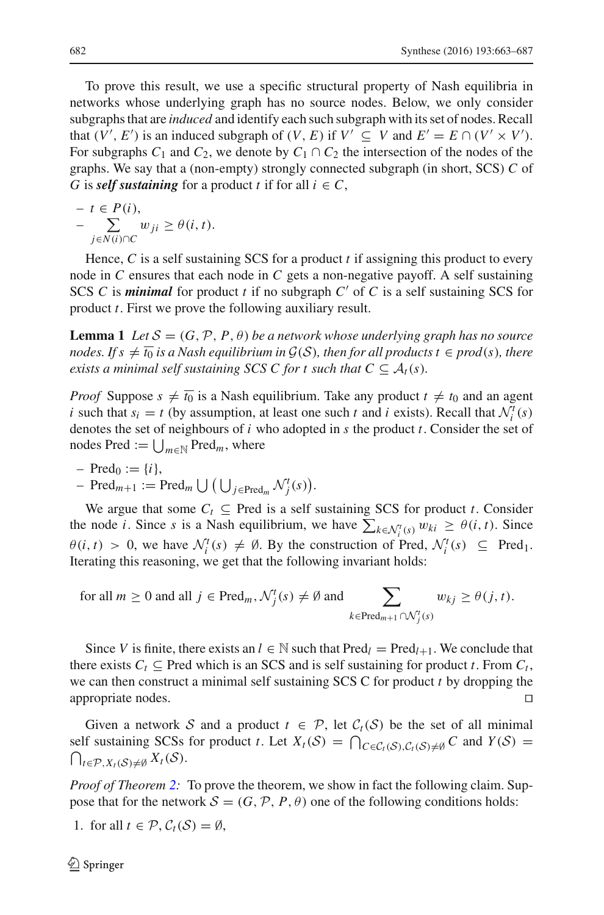To prove this result, we use a specific structural property of Nash equilibria in networks whose underlying graph has no source nodes. Below, we only consider subgraphs that are *induced* and identify each such subgraph with its set of nodes. Recall that $(V', E')$ is an induced subgraph of $(V, E)$ if $V' \subseteq V$ and $E' = E \cap (V' \times V')$. For subgraphs $C_1$ and $C_2$, we denote by $C_1 \cap C_2$ the intersection of the nodes of the graphs. We say that a (non-empty) strongly connected subgraph (in short, SCS) $C$ of $G$ is ***self sustaining*** for a product $t$ if for all $i \in C$,

- $t \in P(i)$,
- $\sum_{j \in N(i) \cap C} w_{ji} \geq \theta(i, t)$.

Hence, $C$ is a self sustaining SCS for a product $t$ if assigning this product to every node in $C$ ensures that each node in $C$ gets a non-negative payoff. A self sustaining SCS $C$ is ***minimal*** for product $t$ if no subgraph $C'$ of $C$ is a self sustaining SCS for product $t$. First we prove the following auxiliary result.

**Lemma 1** *Let $\mathcal{S} = (G, \mathcal{P}, P, \theta)$ be a network whose underlying graph has no source nodes. If $s \neq \overline{t_0}$ is a Nash equilibrium in $\mathcal{G}(\mathcal{S})$, then for all products $t \in prod(s)$, there exists a minimal self sustaining SCS $C$ for $t$ such that $C \subseteq \mathcal{A}_t(s)$.*

*Proof* Suppose $s \neq \overline{t_0}$ is a Nash equilibrium. Take any product $t \neq t_0$ and an agent $i$ such that $s_i = t$ (by assumption, at least one such $t$ and $i$ exists). Recall that $\mathcal{N}_i^t(s)$ denotes the set of neighbours of $i$ who adopted in $s$ the product $t$. Consider the set of nodes $\text{Pred} := \bigcup_{m \in \mathbb{N}} \text{Pred}_m$, where

- $\text{Pred}_0 := \{i\}$,
- $\text{Pred}_{m+1} := \text{Pred}_m \bigcup \left( \bigcup_{j \in \text{Pred}_m} \mathcal{N}_j^t(s) \right)$.

We argue that some $C_t \subseteq \text{Pred}$ is a self sustaining SCS for product $t$. Consider the node $i$. Since $s$ is a Nash equilibrium, we have $\sum_{k \in \mathcal{N}_i^t(s)} w_{ki} \geq \theta(i, t)$. Since $\theta(i, t) > 0$, we have $\mathcal{N}_i^t(s) \neq \emptyset$. By the construction of Pred, $\mathcal{N}_i^t(s) \subseteq \text{Pred}_1$. Iterating this reasoning, we get that the following invariant holds:

$$\text{for all } m \geq 0 \text{ and all } j \in \text{Pred}_m, \mathcal{N}_j^t(s) \neq \emptyset \text{ and } \sum_{k \in \text{Pred}_{m+1} \cap \mathcal{N}_j^t(s)} w_{kj} \geq \theta(j, t).$$

Since $V$ is finite, there exists an $l \in \mathbb{N}$ such that $\text{Pred}_l = \text{Pred}_{l+1}$. We conclude that there exists $C_t \subseteq \text{Pred}$ which is an SCS and is self sustaining for product $t$. From $C_t$, we can then construct a minimal self sustaining SCS C for product $t$ by dropping the appropriate nodes. $\square$

Given a network $\mathcal{S}$ and a product $t \in \mathcal{P}$, let $\mathcal{C}_t(\mathcal{S})$ be the set of all minimal self sustaining SCSs for product $t$. Let $X_t(\mathcal{S}) = \bigcap_{C \in \mathcal{C}_t(\mathcal{S}), \mathcal{C}_t(\mathcal{S}) \neq \emptyset} C$ and $Y(\mathcal{S}) = \bigcap_{t \in \mathcal{P}, X_t(\mathcal{S}) \neq \emptyset} X_t(\mathcal{S})$.

*Proof of Theorem 2:* To prove the theorem, we show in fact the following claim. Suppose that for the network $\mathcal{S} = (G, \mathcal{P}, P, \theta)$ one of the following conditions holds:

1. for all $t \in \mathcal{P}$, $\mathcal{C}_t(\mathcal{S}) = \emptyset$,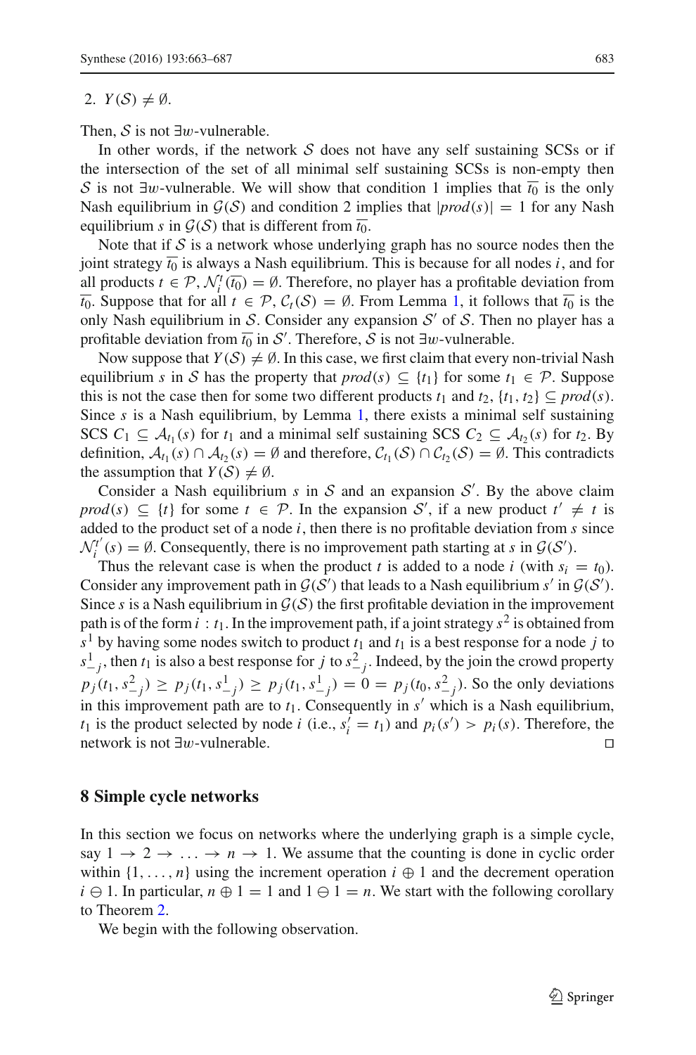2. $Y(\mathcal{S}) \neq \emptyset$.

Then, $\mathcal{S}$ is not $\exists w$-vulnerable.

In other words, if the network $\mathcal{S}$ does not have any self sustaining SCSs or if the intersection of the set of all minimal self sustaining SCSs is non-empty then $\mathcal{S}$ is not $\exists w$-vulnerable. We will show that condition 1 implies that $\overline{t_0}$ is the only Nash equilibrium in $\mathcal{G}(\mathcal{S})$ and condition 2 implies that $|prod(s)| = 1$ for any Nash equilibrium $s$ in $\mathcal{G}(\mathcal{S})$ that is different from $\overline{t_0}$.

Note that if $\mathcal{S}$ is a network whose underlying graph has no source nodes then the joint strategy $\overline{t_0}$ is always a Nash equilibrium. This is because for all nodes $i$, and for all products $t \in \mathcal{P}$, $\mathcal{N}_i^t(\overline{t_0}) = \emptyset$. Therefore, no player has a profitable deviation from $\overline{t_0}$. Suppose that for all $t \in \mathcal{P}$, $\mathcal{C}_t(\mathcal{S}) = \emptyset$. From Lemma 1, it follows that $\overline{t_0}$ is the only Nash equilibrium in $\mathcal{S}$. Consider any expansion $\mathcal{S}'$ of $\mathcal{S}$. Then no player has a profitable deviation from $\overline{t_0}$ in $\mathcal{S}'$. Therefore, $\mathcal{S}$ is not $\exists w$-vulnerable.

Now suppose that $Y(\mathcal{S}) \neq \emptyset$. In this case, we first claim that every non-trivial Nash equilibrium $s$ in $\mathcal{S}$ has the property that $prod(s) \subseteq \{t_1\}$ for some $t_1 \in \mathcal{P}$. Suppose this is not the case then for some two different products $t_1$ and $t_2$, $\{t_1, t_2\} \subseteq prod(s)$. Since $s$ is a Nash equilibrium, by Lemma 1, there exists a minimal self sustaining SCS $C_1 \subseteq \mathcal{A}_{t_1}(s)$ for $t_1$ and a minimal self sustaining SCS $C_2 \subseteq \mathcal{A}_{t_2}(s)$ for $t_2$. By definition, $\mathcal{A}_{t_1}(s) \cap \mathcal{A}_{t_2}(s) = \emptyset$ and therefore, $\mathcal{C}_{t_1}(\mathcal{S}) \cap \mathcal{C}_{t_2}(\mathcal{S}) = \emptyset$. This contradicts the assumption that $Y(\mathcal{S}) \neq \emptyset$.

Consider a Nash equilibrium $s$ in $\mathcal{S}$ and an expansion $\mathcal{S}'$. By the above claim $prod(s) \subseteq \{t\}$ for some $t \in \mathcal{P}$. In the expansion $\mathcal{S}'$, if a new product $t' \neq t$ is added to the product set of a node $i$, then there is no profitable deviation from $s$ since $\mathcal{N}_i^{t'}(s) = \emptyset$. Consequently, there is no improvement path starting at $s$ in $\mathcal{G}(\mathcal{S}')$.

Thus the relevant case is when the product $t$ is added to a node $i$ (with $s_i = t_0$). Consider any improvement path in $\mathcal{G}(\mathcal{S}')$ that leads to a Nash equilibrium $s'$ in $\mathcal{G}(\mathcal{S}')$. Since $s$ is a Nash equilibrium in $\mathcal{G}(\mathcal{S})$ the first profitable deviation in the improvement path is of the form $i : t_1$. In the improvement path, if a joint strategy $s^2$ is obtained from $s^1$ by having some nodes switch to product $t_1$ and $t_1$ is a best response for a node $j$ to $s^1_{-j}$, then $t_1$ is also a best response for $j$ to $s^2_{-j}$. Indeed, by the join the crowd property $p_j(t_1, s^2_{-j}) \geq p_j(t_1, s^1_{-j}) \geq p_j(t_1, s^1_{-j}) = 0 = p_j(t_0, s^2_{-j})$. So the only deviations in this improvement path are to $t_1$. Consequently in $s'$ which is a Nash equilibrium, $t_1$ is the product selected by node $i$ (i.e., $s'_i = t_1$) and $p_i(s') > p_i(s)$. Therefore, the network is not $\exists w$-vulnerable. □

## 8 Simple cycle networks

In this section we focus on networks where the underlying graph is a simple cycle, say $1 \to 2 \to \ldots \to n \to 1$. We assume that the counting is done in cyclic order within $\{1, \ldots, n\}$ using the increment operation $i \oplus 1$ and the decrement operation $i \ominus 1$. In particular, $n \oplus 1 = 1$ and $1 \ominus 1 = n$. We start with the following corollary to Theorem 2.

We begin with the following observation.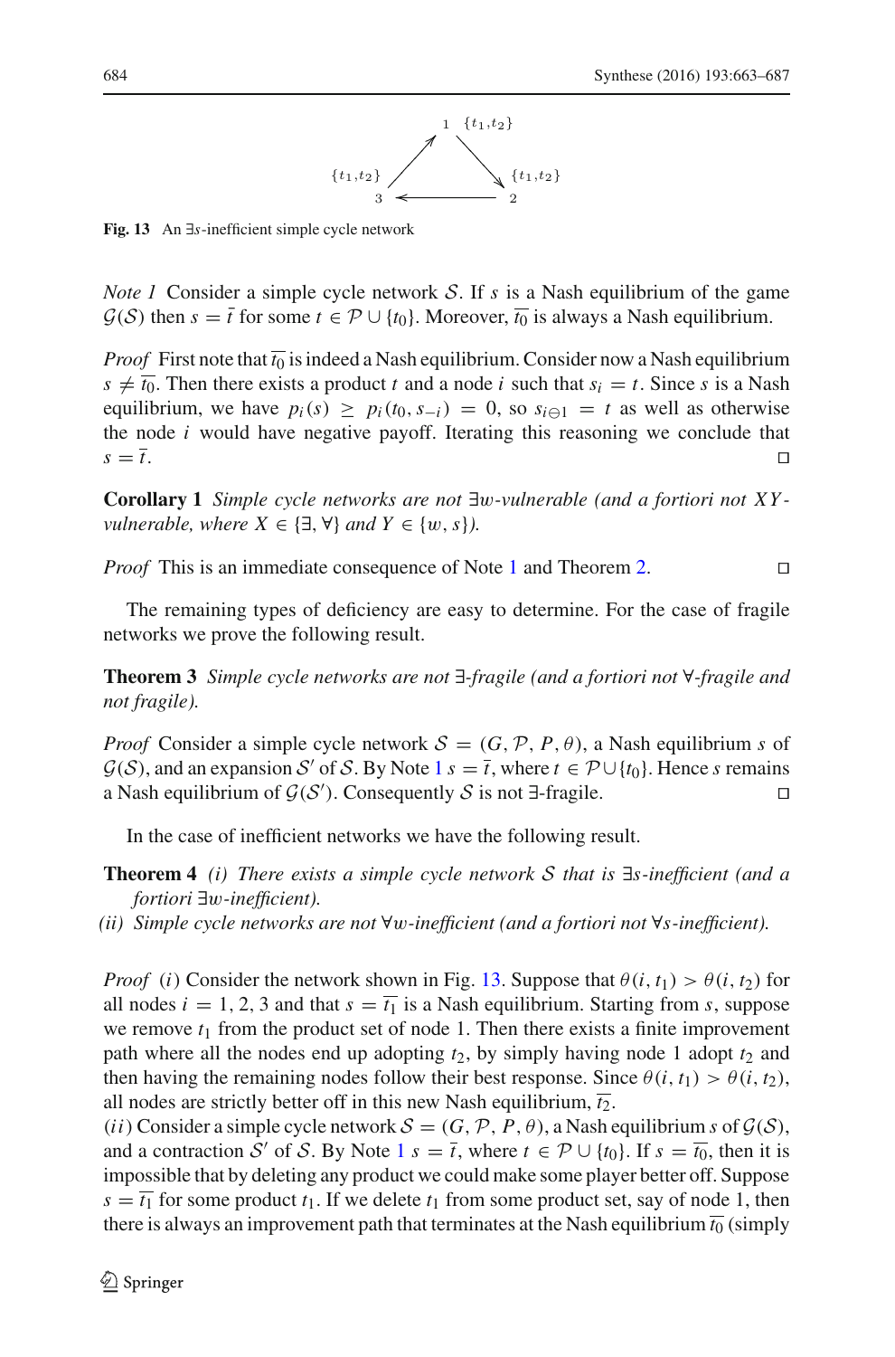Fig. 13 An $\exists s$-inefficient simple cycle network

*Note 1* Consider a simple cycle network $\mathcal{S}$. If $s$ is a Nash equilibrium of the game $\mathcal{G}(\mathcal{S})$ then $s = \bar{t}$ for some $t \in \mathcal{P} \cup \{t_0\}$. Moreover, $\overline{t_0}$ is always a Nash equilibrium.

*Proof* First note that $\overline{t_0}$ is indeed a Nash equilibrium. Consider now a Nash equilibrium $s \neq \overline{t_0}$. Then there exists a product $t$ and a node $i$ such that $s_i = t$. Since $s$ is a Nash equilibrium, we have $p_i(s) \geq p_i(t_0, s_{-i}) = 0$, so $s_{i \ominus 1} = t$ as well as otherwise the node $i$ would have negative payoff. Iterating this reasoning we conclude that $s = \bar{t}$. □

**Corollary 1** *Simple cycle networks are not $\exists w$-vulnerable (and a fortiori not $XY$-vulnerable, where $X \in \{\exists, \forall\}$ and $Y \in \{w, s\}$).*

*Proof* This is an immediate consequence of Note 1 and Theorem 2. □

The remaining types of deficiency are easy to determine. For the case of fragile networks we prove the following result.

**Theorem 3** *Simple cycle networks are not $\exists$-fragile (and a fortiori not $\forall$-fragile and not fragile).*

*Proof* Consider a simple cycle network $\mathcal{S} = (G, \mathcal{P}, P, \theta)$, a Nash equilibrium $s$ of $\mathcal{G}(\mathcal{S})$, and an expansion $\mathcal{S}'$ of $\mathcal{S}$. By Note 1 $s = \bar{t}$, where $t \in \mathcal{P} \cup \{t_0\}$. Hence $s$ remains a Nash equilibrium of $\mathcal{G}(\mathcal{S}')$. Consequently $\mathcal{S}$ is not $\exists$-fragile. □

In the case of inefficient networks we have the following result.

**Theorem 4** *(i) There exists a simple cycle network $\mathcal{S}$ that is $\exists s$-inefficient (and a fortiori $\exists w$-inefficient).*
*(ii) Simple cycle networks are not $\forall w$-inefficient (and a fortiori not $\forall s$-inefficient).*

*Proof* $(i)$ Consider the network shown in Fig. 13. Suppose that $\theta(i, t_1) > \theta(i, t_2)$ for all nodes $i = 1, 2, 3$ and that $s = \overline{t_1}$ is a Nash equilibrium. Starting from $s$, suppose we remove $t_1$ from the product set of node 1. Then there exists a finite improvement path where all the nodes end up adopting $t_2$, by simply having node 1 adopt $t_2$ and then having the remaining nodes follow their best response. Since $\theta(i, t_1) > \theta(i, t_2)$, all nodes are strictly better off in this new Nash equilibrium, $\overline{t_2}$.
$(ii)$ Consider a simple cycle network $\mathcal{S} = (G, \mathcal{P}, P, \theta)$, a Nash equilibrium $s$ of $\mathcal{G}(\mathcal{S})$, and a contraction $\mathcal{S}'$ of $\mathcal{S}$. By Note 1 $s = \bar{t}$, where $t \in \mathcal{P} \cup \{t_0\}$. If $s = \overline{t_0}$, then it is impossible that by deleting any product we could make some player better off. Suppose $s = \overline{t_1}$ for some product $t_1$. If we delete $t_1$ from some product set, say of node 1, then there is always an improvement path that terminates at the Nash equilibrium $\overline{t_0}$ (simply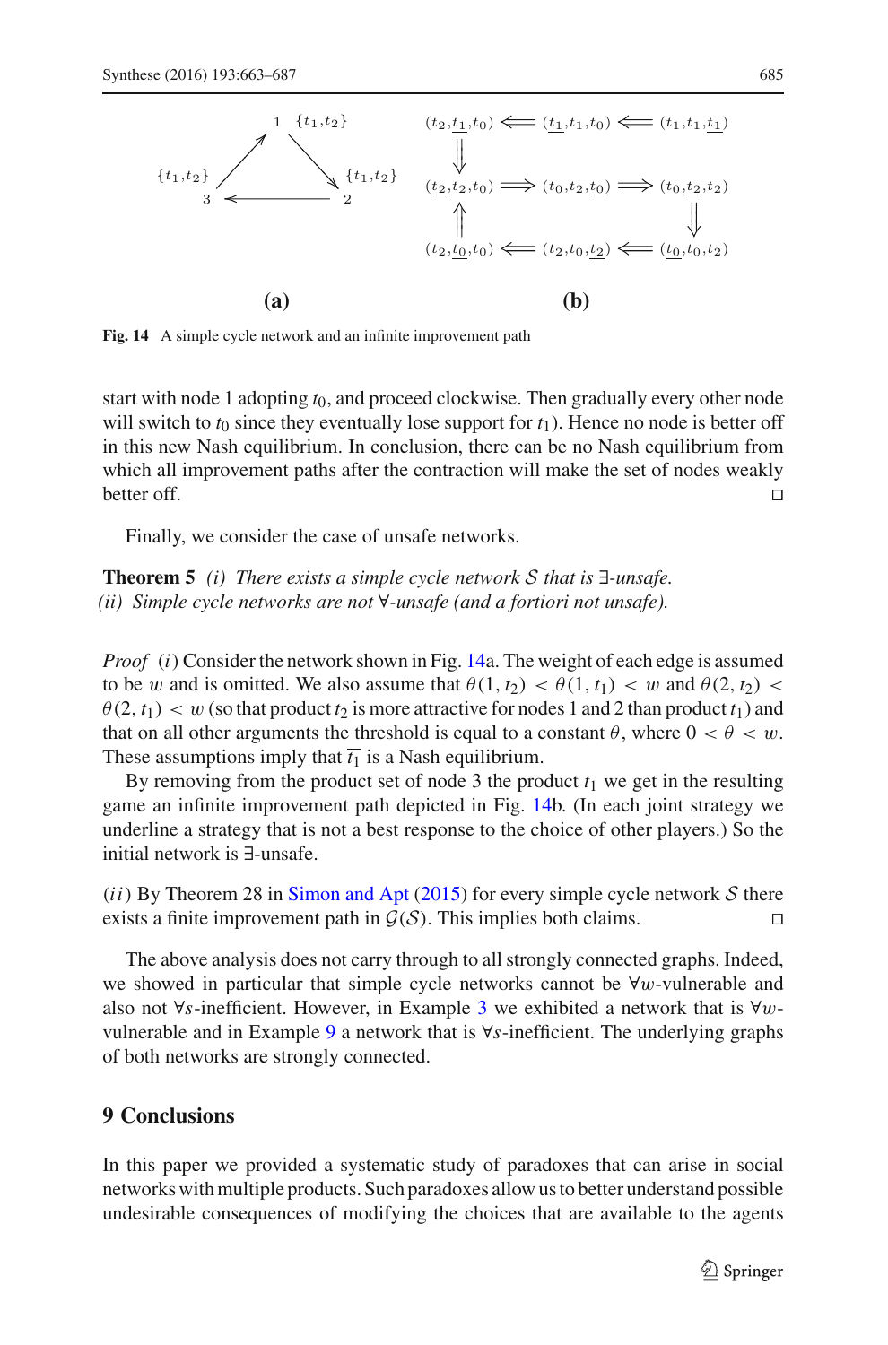start with node 1 adopting $t_0$, and proceed clockwise. Then gradually every other node will switch to $t_0$ since they eventually lose support for $t_1$). Hence no node is better off in this new Nash equilibrium. In conclusion, there can be no Nash equilibrium from which all improvement paths after the contraction will make the set of nodes weakly better off. □

Finally, we consider the case of unsafe networks.

**Theorem 5** *(i) There exists a simple cycle network $\mathcal{S}$ that is $\exists$-unsafe.*
*(ii) Simple cycle networks are not $\forall$-unsafe (and a fortiori not unsafe).*

*Proof* $(i)$ Consider the network shown in Fig. 14a. The weight of each edge is assumed to be $w$ and is omitted. We also assume that $\theta(1, t_2) < \theta(1, t_1) < w$ and $\theta(2, t_2) < \theta(2, t_1) < w$ (so that product $t_2$ is more attractive for nodes 1 and 2 than product $t_1$) and that on all other arguments the threshold is equal to a constant $\theta$, where $0 < \theta < w$. These assumptions imply that $\overline{t_1}$ is a Nash equilibrium.

By removing from the product set of node 3 the product $t_1$ we get in the resulting game an infinite improvement path depicted in Fig. 14b. (In each joint strategy we underline a strategy that is not a best response to the choice of other players.) So the initial network is $\exists$-unsafe.

$(ii)$ By Theorem 28 in Simon and Apt (2015) for every simple cycle network $\mathcal{S}$ there exists a finite improvement path in $\mathcal{G}(\mathcal{S})$. This implies both claims. □

Fig. 14 A simple cycle network and an infinite improvement path

The above analysis does not carry through to all strongly connected graphs. Indeed, we showed in particular that simple cycle networks cannot be $\forall w$-vulnerable and also not $\forall s$-inefficient. However, in Example 3 we exhibited a network that is $\forall w$-vulnerable and in Example 9 a network that is $\forall s$-inefficient. The underlying graphs of both networks are strongly connected.

## 9 Conclusions

In this paper we provided a systematic study of paradoxes that can arise in social networks with multiple products. Such paradoxes allow us to better understand possible undesirable consequences of modifying the choices that are available to the agents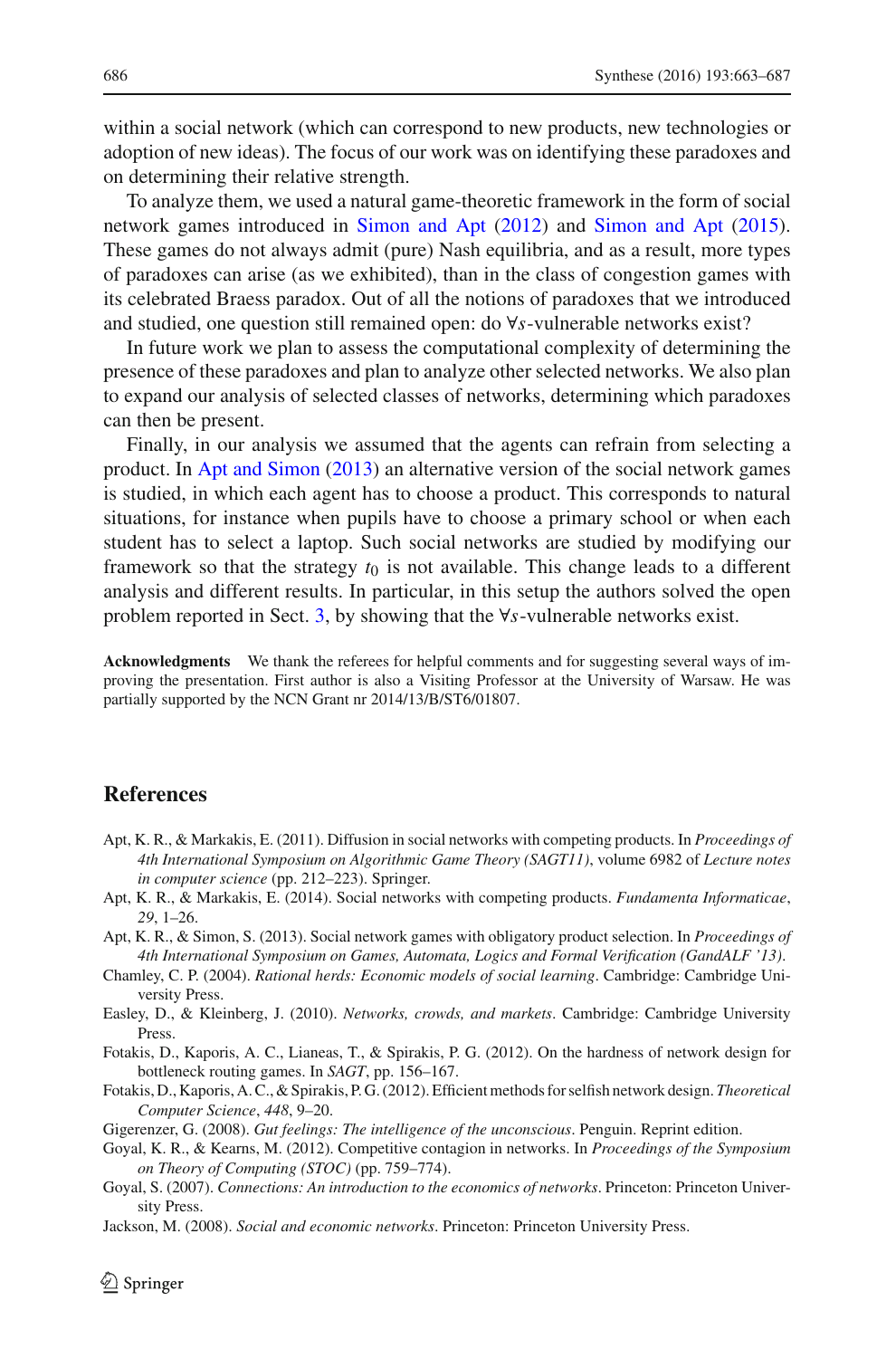within a social network (which can correspond to new products, new technologies or adoption of new ideas). The focus of our work was on identifying these paradoxes and on determining their relative strength.

To analyze them, we used a natural game-theoretic framework in the form of social network games introduced in Simon and Apt (2012) and Simon and Apt (2015). These games do not always admit (pure) Nash equilibria, and as a result, more types of paradoxes can arise (as we exhibited), than in the class of congestion games with its celebrated Braess paradox. Out of all the notions of paradoxes that we introduced and studied, one question still remained open: do $\forall s$-vulnerable networks exist?

In future work we plan to assess the computational complexity of determining the presence of these paradoxes and plan to analyze other selected networks. We also plan to expand our analysis of selected classes of networks, determining which paradoxes can then be present.

Finally, in our analysis we assumed that the agents can refrain from selecting a product. In Apt and Simon (2013) an alternative version of the social network games is studied, in which each agent has to choose a product. This corresponds to natural situations, for instance when pupils have to choose a primary school or when each student has to select a laptop. Such social networks are studied by modifying our framework so that the strategy $t_0$ is not available. This change leads to a different analysis and different results. In particular, in this setup the authors solved the open problem reported in Sect. 3, by showing that the $\forall s$-vulnerable networks exist.

**Acknowledgments** We thank the referees for helpful comments and for suggesting several ways of improving the presentation. First author is also a Visiting Professor at the University of Warsaw. He was partially supported by the NCN Grant nr 2014/13/B/ST6/01807.

## References

Apt, K. R., & Markakis, E. (2011). Diffusion in social networks with competing products. In *Proceedings of 4th International Symposium on Algorithmic Game Theory (SAGT11)*, volume 6982 of *Lecture notes in computer science* (pp. 212–223). Springer.

Apt, K. R., & Markakis, E. (2014). Social networks with competing products. *Fundamenta Informaticae*, *29*, 1–26.

Apt, K. R., & Simon, S. (2013). Social network games with obligatory product selection. In *Proceedings of 4th International Symposium on Games, Automata, Logics and Formal Verification (GandALF '13).*

Chamley, C. P. (2004). *Rational herds: Economic models of social learning*. Cambridge: Cambridge University Press.

Easley, D., & Kleinberg, J. (2010). *Networks, crowds, and markets*. Cambridge: Cambridge University Press.

Fotakis, D., Kaporis, A. C., Lianeas, T., & Spirakis, P. G. (2012). On the hardness of network design for bottleneck routing games. In *SAGT*, pp. 156–167.

Fotakis, D., Kaporis, A. C., & Spirakis, P. G. (2012). Efficient methods for selfish network design. *Theoretical Computer Science*, *448*, 9–20.

Gigerenzer, G. (2008). *Gut feelings: The intelligence of the unconscious*. Penguin. Reprint edition.

Goyal, K. R., & Kearns, M. (2012). Competitive contagion in networks. In *Proceedings of the Symposium on Theory of Computing (STOC)* (pp. 759–774).

Goyal, S. (2007). *Connections: An introduction to the economics of networks*. Princeton: Princeton University Press.

Jackson, M. (2008). *Social and economic networks*. Princeton: Princeton University Press.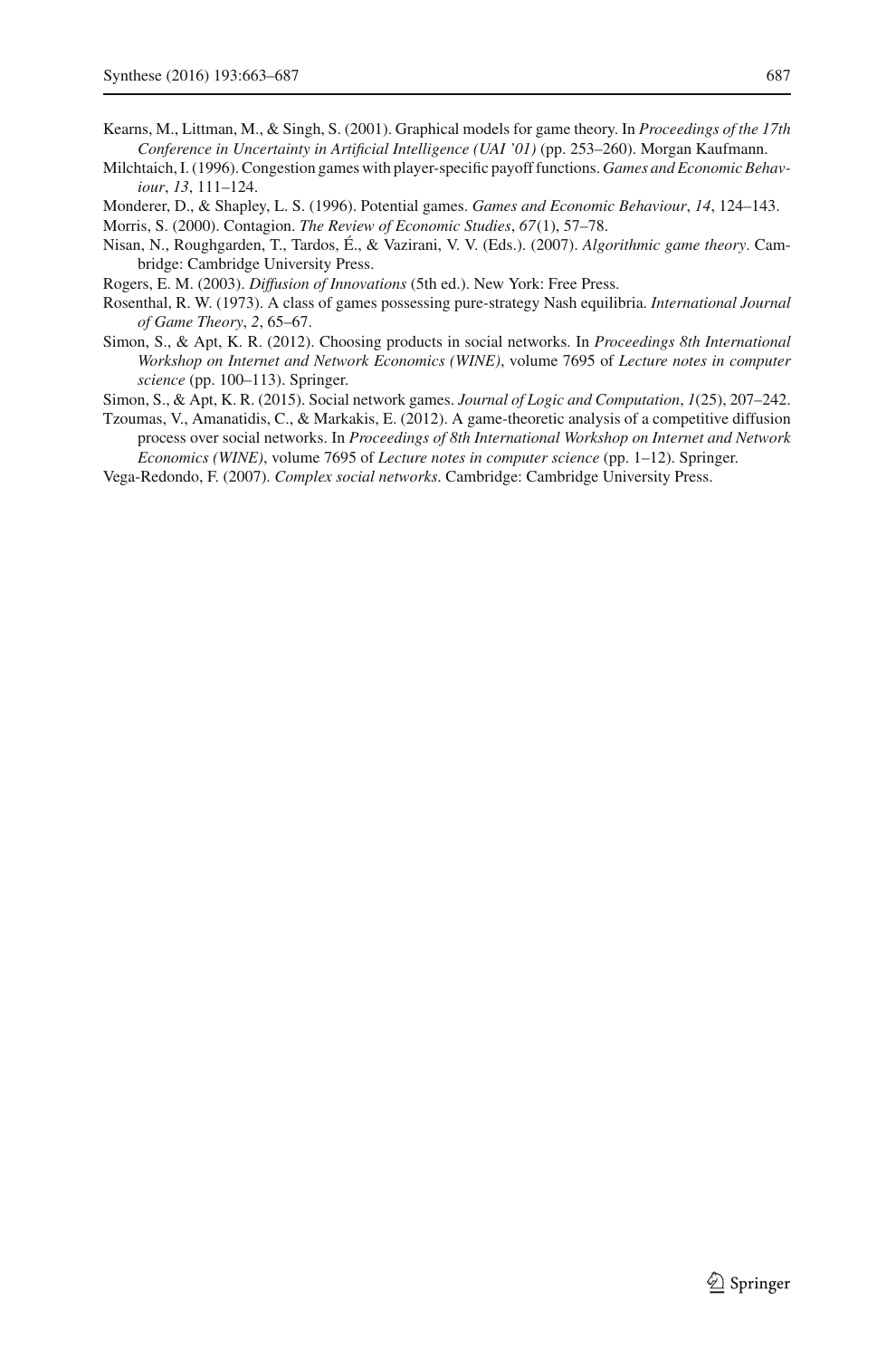Kearns, M., Littman, M., & Singh, S. (2001). Graphical models for game theory. In *Proceedings of the 17th Conference in Uncertainty in Artificial Intelligence (UAI '01)* (pp. 253–260). Morgan Kaufmann.

Milchtaich, I. (1996). Congestion games with player-specific payoff functions. *Games and Economic Behaviour*, *13*, 111–124.

Monderer, D., & Shapley, L. S. (1996). Potential games. *Games and Economic Behaviour*, *14*, 124–143.

Morris, S. (2000). Contagion. *The Review of Economic Studies*, *67*(1), 57–78.

Nisan, N., Roughgarden, T., Tardos, É., & Vazirani, V. V. (Eds.). (2007). *Algorithmic game theory*. Cambridge: Cambridge University Press.

Rogers, E. M. (2003). *Diffusion of Innovations* (5th ed.). New York: Free Press.

Rosenthal, R. W. (1973). A class of games possessing pure-strategy Nash equilibria. *International Journal of Game Theory*, *2*, 65–67.

Simon, S., & Apt, K. R. (2012). Choosing products in social networks. In *Proceedings 8th International Workshop on Internet and Network Economics (WINE)*, volume 7695 of *Lecture notes in computer science* (pp. 100–113). Springer.

Simon, S., & Apt, K. R. (2015). Social network games. *Journal of Logic and Computation*, *1*(25), 207–242.

Tzoumas, V., Amanatidis, C., & Markakis, E. (2012). A game-theoretic analysis of a competitive diffusion process over social networks. In *Proceedings of 8th International Workshop on Internet and Network Economics (WINE)*, volume 7695 of *Lecture notes in computer science* (pp. 1–12). Springer.

Vega-Redondo, F. (2007). *Complex social networks*. Cambridge: Cambridge University Press.